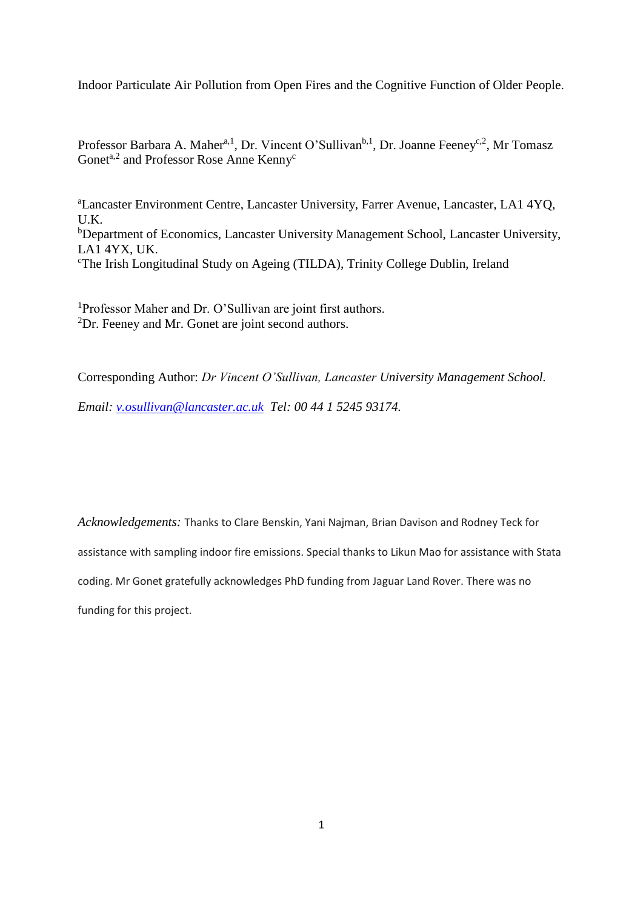# Indoor Particulate Air Pollution from Open Fires and the Cognitive Function of Older People.

Professor Barbara A. Maher[a,1], Dr. Vincent O'Sullivan[b,1], Dr. Joanne Feeney[c,2], Mr Tomasz Gonet[a,2] and Professor Rose Anne Kenny[c]

[a]Lancaster Environment Centre, Lancaster University, Farrer Avenue, Lancaster, LA1 4YQ, U.K.
[b]Department of Economics, Lancaster University Management School, Lancaster University, LA1 4YX, UK.
[c]The Irish Longitudinal Study on Ageing (TILDA), Trinity College Dublin, Ireland

[1]Professor Maher and Dr. O'Sullivan are joint first authors.
[2]Dr. Feeney and Mr. Gonet are joint second authors.

Corresponding Author: *Dr Vincent O'Sullivan, Lancaster University Management School.*

*Email: v.osullivan@lancaster.ac.uk Tel: 00 44 1 5245 93174.*

*Acknowledgements:* Thanks to Clare Benskin, Yani Najman, Brian Davison and Rodney Teck for assistance with sampling indoor fire emissions. Special thanks to Likun Mao for assistance with Stata coding. Mr Gonet gratefully acknowledges PhD funding from Jaguar Land Rover. There was no funding for this project.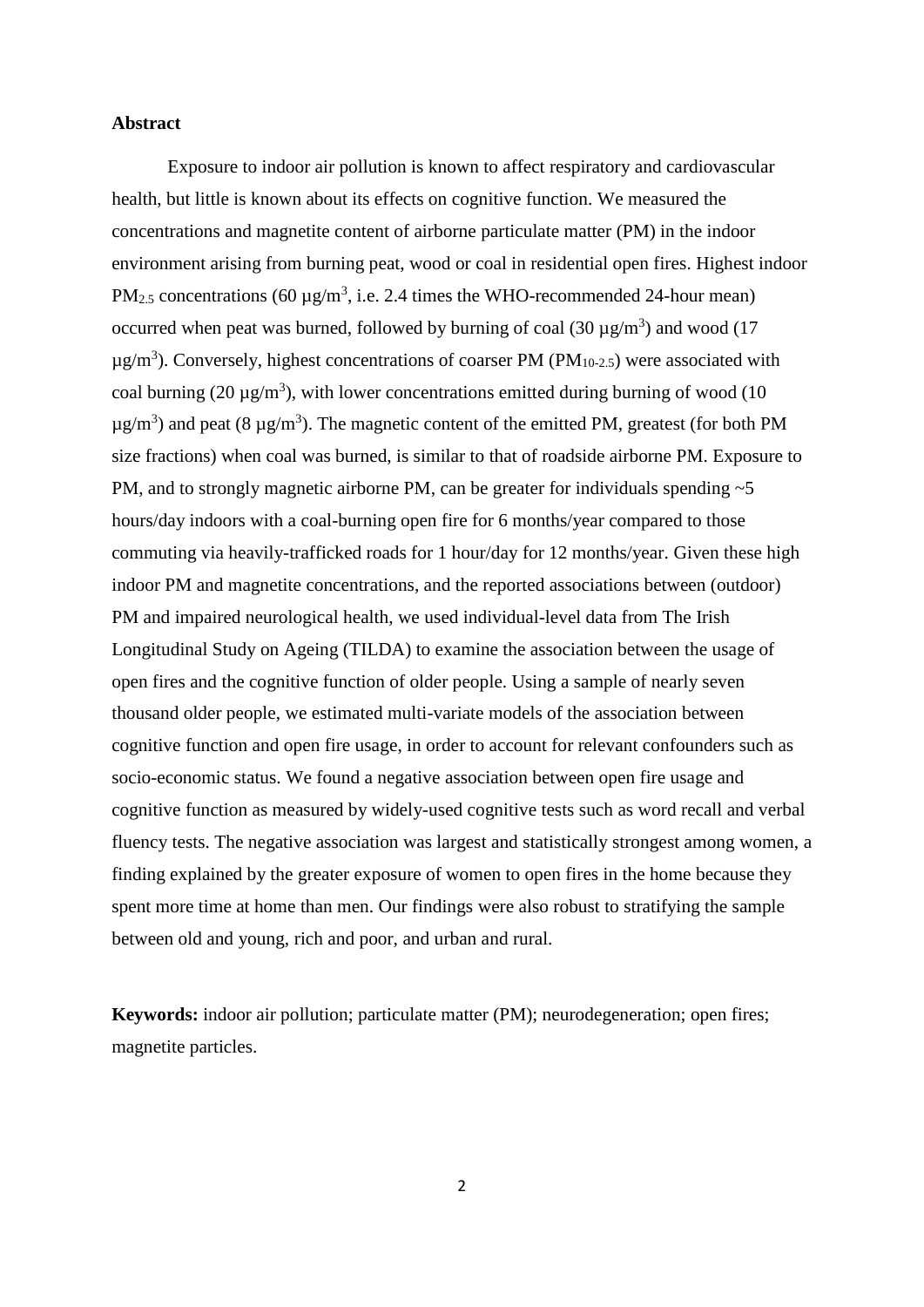**Abstract**

Exposure to indoor air pollution is known to affect respiratory and cardiovascular health, but little is known about its effects on cognitive function. We measured the concentrations and magnetite content of airborne particulate matter (PM) in the indoor environment arising from burning peat, wood or coal in residential open fires. Highest indoor $PM_{2.5}$ concentrations (60 $\mu g/m^3$, i.e. 2.4 times the WHO-recommended 24-hour mean) occurred when peat was burned, followed by burning of coal (30 $\mu g/m^3$) and wood (17 $\mu g/m^3$). Conversely, highest concentrations of coarser PM ($PM_{10-2.5}$) were associated with coal burning (20 $\mu g/m^3$), with lower concentrations emitted during burning of wood (10 $\mu g/m^3$) and peat (8 $\mu g/m^3$). The magnetic content of the emitted PM, greatest (for both PM size fractions) when coal was burned, is similar to that of roadside airborne PM. Exposure to PM, and to strongly magnetic airborne PM, can be greater for individuals spending ~5 hours/day indoors with a coal-burning open fire for 6 months/year compared to those commuting via heavily-trafficked roads for 1 hour/day for 12 months/year. Given these high indoor PM and magnetite concentrations, and the reported associations between (outdoor) PM and impaired neurological health, we used individual-level data from The Irish Longitudinal Study on Ageing (TILDA) to examine the association between the usage of open fires and the cognitive function of older people. Using a sample of nearly seven thousand older people, we estimated multi-variate models of the association between cognitive function and open fire usage, in order to account for relevant confounders such as socio-economic status. We found a negative association between open fire usage and cognitive function as measured by widely-used cognitive tests such as word recall and verbal fluency tests. The negative association was largest and statistically strongest among women, a finding explained by the greater exposure of women to open fires in the home because they spent more time at home than men. Our findings were also robust to stratifying the sample between old and young, rich and poor, and urban and rural.

**Keywords:** indoor air pollution; particulate matter (PM); neurodegeneration; open fires; magnetite particles.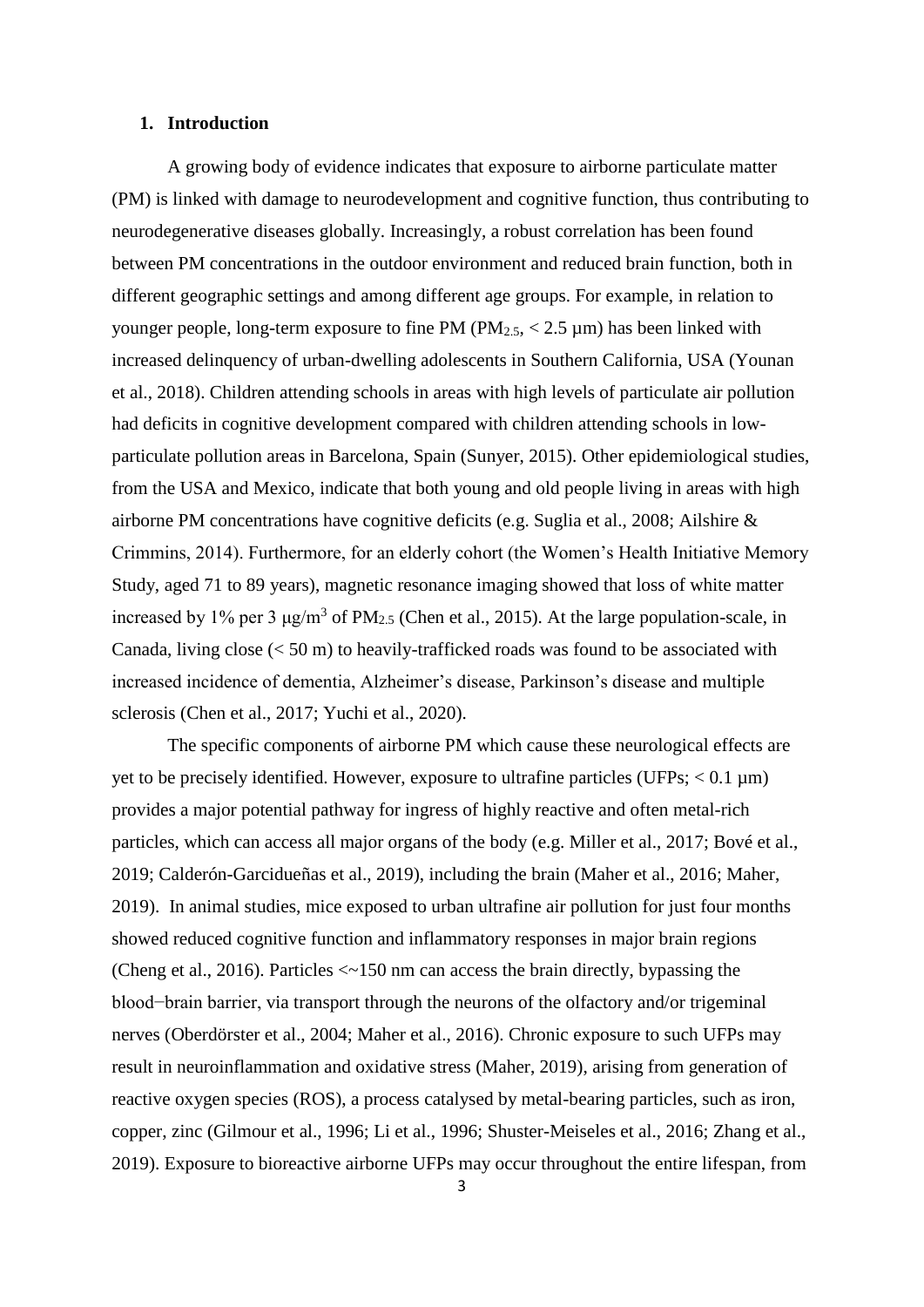## 1. Introduction

A growing body of evidence indicates that exposure to airborne particulate matter (PM) is linked with damage to neurodevelopment and cognitive function, thus contributing to neurodegenerative diseases globally. Increasingly, a robust correlation has been found between PM concentrations in the outdoor environment and reduced brain function, both in different geographic settings and among different age groups. For example, in relation to younger people, long-term exposure to fine PM ($PM_{2.5}$, < 2.5 µm) has been linked with increased delinquency of urban-dwelling adolescents in Southern California, USA (Younan et al., 2018). Children attending schools in areas with high levels of particulate air pollution had deficits in cognitive development compared with children attending schools in low-particulate pollution areas in Barcelona, Spain (Sunyer, 2015). Other epidemiological studies, from the USA and Mexico, indicate that both young and old people living in areas with high airborne PM concentrations have cognitive deficits (e.g. Suglia et al., 2008; Ailshire & Crimmins, 2014). Furthermore, for an elderly cohort (the Women's Health Initiative Memory Study, aged 71 to 89 years), magnetic resonance imaging showed that loss of white matter increased by 1% per 3 µg/m$^3$ of $PM_{2.5}$ (Chen et al., 2015). At the large population-scale, in Canada, living close (< 50 m) to heavily-trafficked roads was found to be associated with increased incidence of dementia, Alzheimer's disease, Parkinson's disease and multiple sclerosis (Chen et al., 2017; Yuchi et al., 2020).

The specific components of airborne PM which cause these neurological effects are yet to be precisely identified. However, exposure to ultrafine particles (UFPs; < 0.1 µm) provides a major potential pathway for ingress of highly reactive and often metal-rich particles, which can access all major organs of the body (e.g. Miller et al., 2017; Bové et al., 2019; Calderón-Garcidueñas et al., 2019), including the brain (Maher et al., 2016; Maher, 2019). In animal studies, mice exposed to urban ultrafine air pollution for just four months showed reduced cognitive function and inflammatory responses in major brain regions (Cheng et al., 2016). Particles <~150 nm can access the brain directly, bypassing the blood−brain barrier, via transport through the neurons of the olfactory and/or trigeminal nerves (Oberdörster et al., 2004; Maher et al., 2016). Chronic exposure to such UFPs may result in neuroinflammation and oxidative stress (Maher, 2019), arising from generation of reactive oxygen species (ROS), a process catalysed by metal-bearing particles, such as iron, copper, zinc (Gilmour et al., 1996; Li et al., 1996; Shuster-Meiseles et al., 2016; Zhang et al., 2019). Exposure to bioreactive airborne UFPs may occur throughout the entire lifespan, from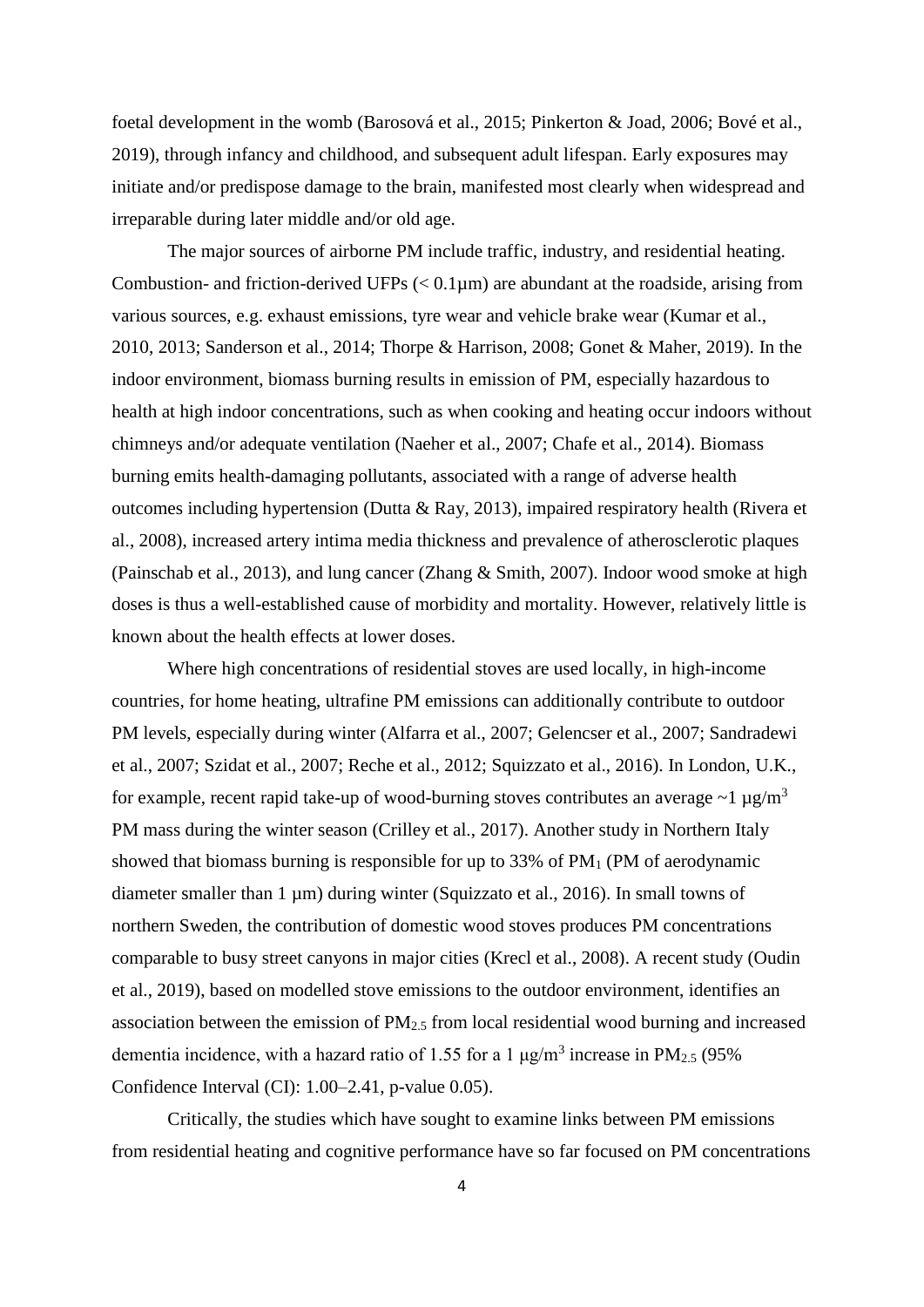foetal development in the womb (Barosová et al., 2015; Pinkerton & Joad, 2006; Bové et al., 2019), through infancy and childhood, and subsequent adult lifespan. Early exposures may initiate and/or predispose damage to the brain, manifested most clearly when widespread and irreparable during later middle and/or old age.

The major sources of airborne PM include traffic, industry, and residential heating. Combustion- and friction-derived UFPs (< 0.1µm) are abundant at the roadside, arising from various sources, e.g. exhaust emissions, tyre wear and vehicle brake wear (Kumar et al., 2010, 2013; Sanderson et al., 2014; Thorpe & Harrison, 2008; Gonet & Maher, 2019). In the indoor environment, biomass burning results in emission of PM, especially hazardous to health at high indoor concentrations, such as when cooking and heating occur indoors without chimneys and/or adequate ventilation (Naeher et al., 2007; Chafe et al., 2014). Biomass burning emits health-damaging pollutants, associated with a range of adverse health outcomes including hypertension (Dutta & Ray, 2013), impaired respiratory health (Rivera et al., 2008), increased artery intima media thickness and prevalence of atherosclerotic plaques (Painschab et al., 2013), and lung cancer (Zhang & Smith, 2007). Indoor wood smoke at high doses is thus a well-established cause of morbidity and mortality. However, relatively little is known about the health effects at lower doses.

Where high concentrations of residential stoves are used locally, in high-income countries, for home heating, ultrafine PM emissions can additionally contribute to outdoor PM levels, especially during winter (Alfarra et al., 2007; Gelencser et al., 2007; Sandradewi et al., 2007; Szidat et al., 2007; Reche et al., 2012; Squizzato et al., 2016). In London, U.K., for example, recent rapid take-up of wood-burning stoves contributes an average ~1 µg/m$^3$ PM mass during the winter season (Crilley et al., 2017). Another study in Northern Italy showed that biomass burning is responsible for up to 33% of $PM_1$ (PM of aerodynamic diameter smaller than 1 µm) during winter (Squizzato et al., 2016). In small towns of northern Sweden, the contribution of domestic wood stoves produces PM concentrations comparable to busy street canyons in major cities (Krecl et al., 2008). A recent study (Oudin et al., 2019), based on modelled stove emissions to the outdoor environment, identifies an association between the emission of $PM_{2.5}$ from local residential wood burning and increased dementia incidence, with a hazard ratio of 1.55 for a 1 µg/m$^3$ increase in $PM_{2.5}$ (95% Confidence Interval (CI): 1.00–2.41, p-value 0.05).

Critically, the studies which have sought to examine links between PM emissions from residential heating and cognitive performance have so far focused on PM concentrations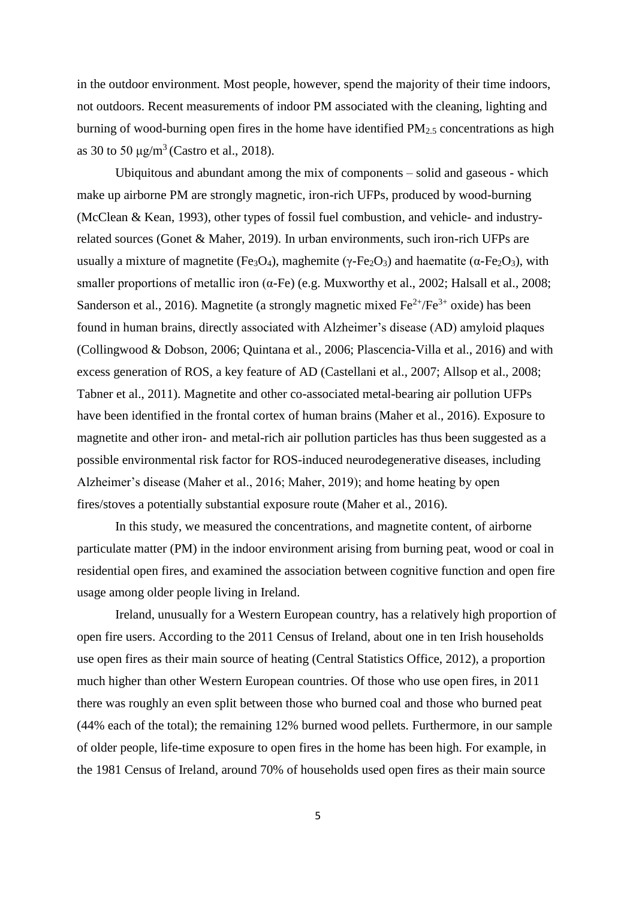in the outdoor environment. Most people, however, spend the majority of their time indoors, not outdoors. Recent measurements of indoor PM associated with the cleaning, lighting and burning of wood-burning open fires in the home have identified $PM_{2.5}$ concentrations as high as 30 to 50 μg/m$^3$ (Castro et al., 2018).

Ubiquitous and abundant among the mix of components – solid and gaseous - which make up airborne PM are strongly magnetic, iron-rich UFPs, produced by wood-burning (McClean & Kean, 1993), other types of fossil fuel combustion, and vehicle- and industry-related sources (Gonet & Maher, 2019). In urban environments, such iron-rich UFPs are usually a mixture of magnetite ($Fe_3O_4$), maghemite ($\gamma$-$Fe_2O_3$) and haematite ($\alpha$-$Fe_2O_3$), with smaller proportions of metallic iron ($\alpha$-Fe) (e.g. Muxworthy et al., 2002; Halsall et al., 2008; Sanderson et al., 2016). Magnetite (a strongly magnetic mixed $Fe^{2+}$/$Fe^{3+}$ oxide) has been found in human brains, directly associated with Alzheimer's disease (AD) amyloid plaques (Collingwood & Dobson, 2006; Quintana et al., 2006; Plascencia-Villa et al., 2016) and with excess generation of ROS, a key feature of AD (Castellani et al., 2007; Allsop et al., 2008; Tabner et al., 2011). Magnetite and other co-associated metal-bearing air pollution UFPs have been identified in the frontal cortex of human brains (Maher et al., 2016). Exposure to magnetite and other iron- and metal-rich air pollution particles has thus been suggested as a possible environmental risk factor for ROS-induced neurodegenerative diseases, including Alzheimer's disease (Maher et al., 2016; Maher, 2019); and home heating by open fires/stoves a potentially substantial exposure route (Maher et al., 2016).

In this study, we measured the concentrations, and magnetite content, of airborne particulate matter (PM) in the indoor environment arising from burning peat, wood or coal in residential open fires, and examined the association between cognitive function and open fire usage among older people living in Ireland.

Ireland, unusually for a Western European country, has a relatively high proportion of open fire users. According to the 2011 Census of Ireland, about one in ten Irish households use open fires as their main source of heating (Central Statistics Office, 2012), a proportion much higher than other Western European countries. Of those who use open fires, in 2011 there was roughly an even split between those who burned coal and those who burned peat (44% each of the total); the remaining 12% burned wood pellets. Furthermore, in our sample of older people, life-time exposure to open fires in the home has been high. For example, in the 1981 Census of Ireland, around 70% of households used open fires as their main source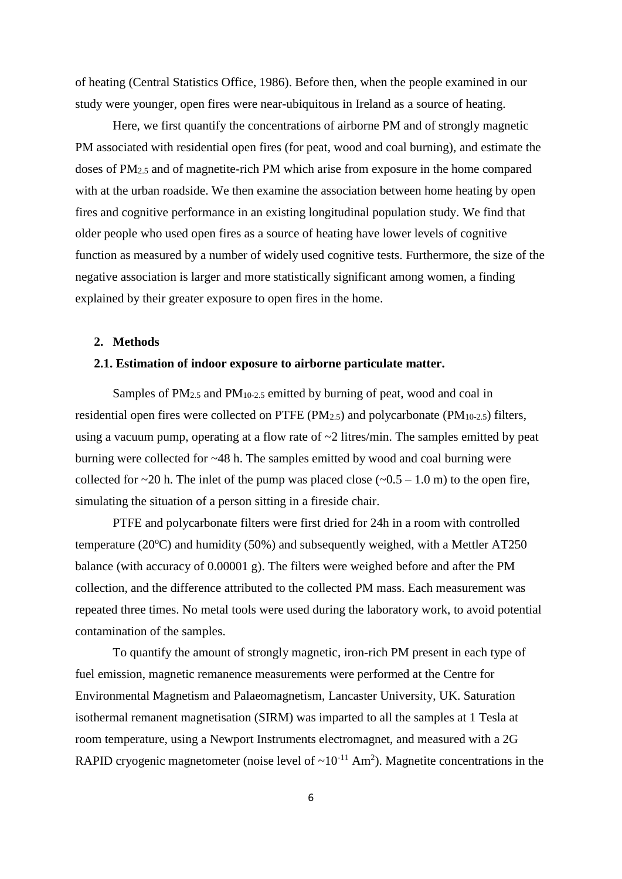of heating (Central Statistics Office, 1986). Before then, when the people examined in our study were younger, open fires were near-ubiquitous in Ireland as a source of heating.

Here, we first quantify the concentrations of airborne PM and of strongly magnetic PM associated with residential open fires (for peat, wood and coal burning), and estimate the doses of $PM_{2.5}$ and of magnetite-rich PM which arise from exposure in the home compared with at the urban roadside. We then examine the association between home heating by open fires and cognitive performance in an existing longitudinal population study. We find that older people who used open fires as a source of heating have lower levels of cognitive function as measured by a number of widely used cognitive tests. Furthermore, the size of the negative association is larger and more statistically significant among women, a finding explained by their greater exposure to open fires in the home.

## 2. Methods

### 2.1. Estimation of indoor exposure to airborne particulate matter.

Samples of $PM_{2.5}$ and $PM_{10\text{-}2.5}$ emitted by burning of peat, wood and coal in residential open fires were collected on PTFE ($PM_{2.5}$) and polycarbonate ($PM_{10\text{-}2.5}$) filters, using a vacuum pump, operating at a flow rate of ~2 litres/min. The samples emitted by peat burning were collected for ~48 h. The samples emitted by wood and coal burning were collected for ~20 h. The inlet of the pump was placed close (~0.5 – 1.0 m) to the open fire, simulating the situation of a person sitting in a fireside chair.

PTFE and polycarbonate filters were first dried for 24h in a room with controlled temperature (20°C) and humidity (50%) and subsequently weighed, with a Mettler AT250 balance (with accuracy of 0.00001 g). The filters were weighed before and after the PM collection, and the difference attributed to the collected PM mass. Each measurement was repeated three times. No metal tools were used during the laboratory work, to avoid potential contamination of the samples.

To quantify the amount of strongly magnetic, iron-rich PM present in each type of fuel emission, magnetic remanence measurements were performed at the Centre for Environmental Magnetism and Palaeomagnetism, Lancaster University, UK. Saturation isothermal remanent magnetisation (SIRM) was imparted to all the samples at 1 Tesla at room temperature, using a Newport Instruments electromagnet, and measured with a 2G RAPID cryogenic magnetometer (noise level of $\sim 10^{-11}$ $Am^2$). Magnetite concentrations in the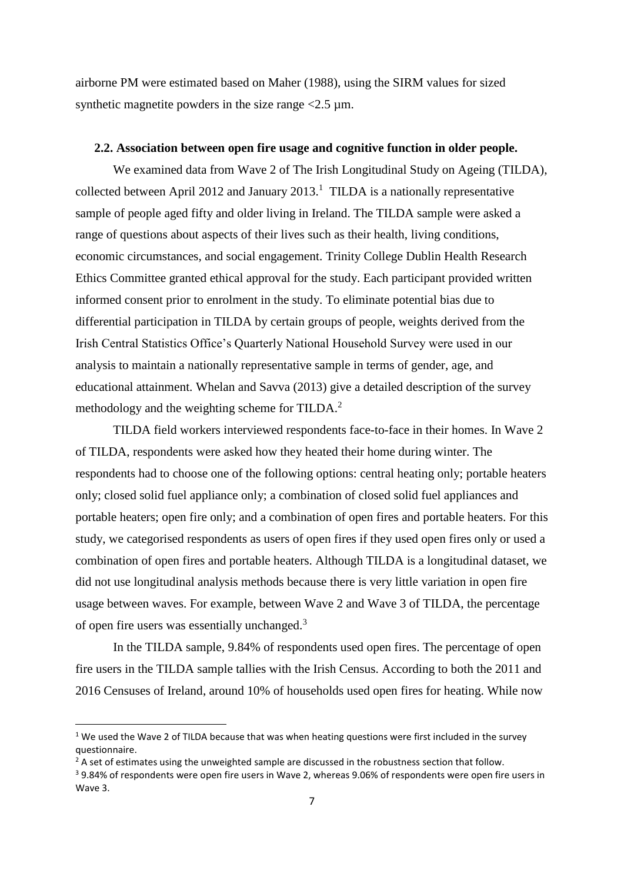airborne PM were estimated based on Maher (1988), using the SIRM values for sized synthetic magnetite powders in the size range <2.5 µm.

### 2.2. Association between open fire usage and cognitive function in older people.

We examined data from Wave 2 of The Irish Longitudinal Study on Ageing (TILDA), collected between April 2012 and January 2013.[1] TILDA is a nationally representative sample of people aged fifty and older living in Ireland. The TILDA sample were asked a range of questions about aspects of their lives such as their health, living conditions, economic circumstances, and social engagement. Trinity College Dublin Health Research Ethics Committee granted ethical approval for the study. Each participant provided written informed consent prior to enrolment in the study. To eliminate potential bias due to differential participation in TILDA by certain groups of people, weights derived from the Irish Central Statistics Office's Quarterly National Household Survey were used in our analysis to maintain a nationally representative sample in terms of gender, age, and educational attainment. Whelan and Savva (2013) give a detailed description of the survey methodology and the weighting scheme for TILDA.[2]

TILDA field workers interviewed respondents face-to-face in their homes. In Wave 2 of TILDA, respondents were asked how they heated their home during winter. The respondents had to choose one of the following options: central heating only; portable heaters only; closed solid fuel appliance only; a combination of closed solid fuel appliances and portable heaters; open fire only; and a combination of open fires and portable heaters. For this study, we categorised respondents as users of open fires if they used open fires only or used a combination of open fires and portable heaters. Although TILDA is a longitudinal dataset, we did not use longitudinal analysis methods because there is very little variation in open fire usage between waves. For example, between Wave 2 and Wave 3 of TILDA, the percentage of open fire users was essentially unchanged.[3]

In the TILDA sample, 9.84% of respondents used open fires. The percentage of open fire users in the TILDA sample tallies with the Irish Census. According to both the 2011 and 2016 Censuses of Ireland, around 10% of households used open fires for heating. While now

---

[1] We used the Wave 2 of TILDA because that was when heating questions were first included in the survey questionnaire.

[2] A set of estimates using the unweighted sample are discussed in the robustness section that follow.

[3] 9.84% of respondents were open fire users in Wave 2, whereas 9.06% of respondents were open fire users in Wave 3.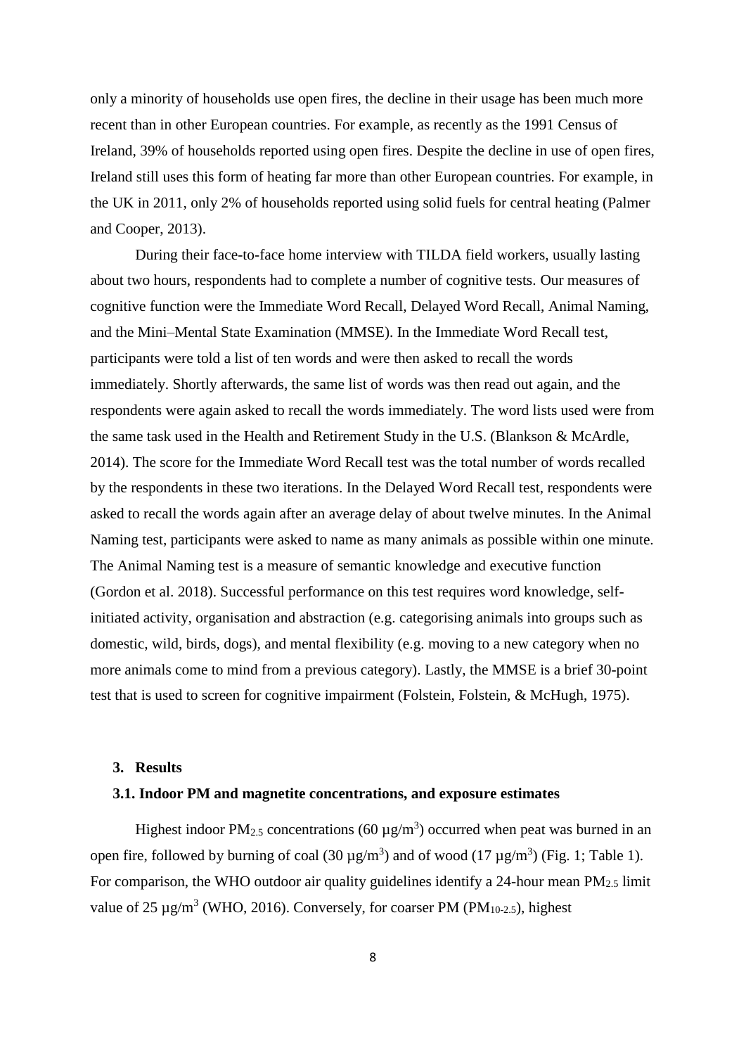only a minority of households use open fires, the decline in their usage has been much more recent than in other European countries. For example, as recently as the 1991 Census of Ireland, 39% of households reported using open fires. Despite the decline in use of open fires, Ireland still uses this form of heating far more than other European countries. For example, in the UK in 2011, only 2% of households reported using solid fuels for central heating (Palmer and Cooper, 2013).

During their face-to-face home interview with TILDA field workers, usually lasting about two hours, respondents had to complete a number of cognitive tests. Our measures of cognitive function were the Immediate Word Recall, Delayed Word Recall, Animal Naming, and the Mini–Mental State Examination (MMSE). In the Immediate Word Recall test, participants were told a list of ten words and were then asked to recall the words immediately. Shortly afterwards, the same list of words was then read out again, and the respondents were again asked to recall the words immediately. The word lists used were from the same task used in the Health and Retirement Study in the U.S. (Blankson & McArdle, 2014). The score for the Immediate Word Recall test was the total number of words recalled by the respondents in these two iterations. In the Delayed Word Recall test, respondents were asked to recall the words again after an average delay of about twelve minutes. In the Animal Naming test, participants were asked to name as many animals as possible within one minute. The Animal Naming test is a measure of semantic knowledge and executive function (Gordon et al. 2018). Successful performance on this test requires word knowledge, self-initiated activity, organisation and abstraction (e.g. categorising animals into groups such as domestic, wild, birds, dogs), and mental flexibility (e.g. moving to a new category when no more animals come to mind from a previous category). Lastly, the MMSE is a brief 30-point test that is used to screen for cognitive impairment (Folstein, Folstein, & McHugh, 1975).

## 3. Results

### 3.1. Indoor PM and magnetite concentrations, and exposure estimates

Highest indoor $PM_{2.5}$ concentrations (60 $\mu g/m^3$) occurred when peat was burned in an open fire, followed by burning of coal (30 $\mu g/m^3$) and of wood (17 $\mu g/m^3$) (Fig. 1; Table 1). For comparison, the WHO outdoor air quality guidelines identify a 24-hour mean $PM_{2.5}$ limit value of 25 $\mu g/m^3$ (WHO, 2016). Conversely, for coarser PM ($PM_{10\text{-}2.5}$), highest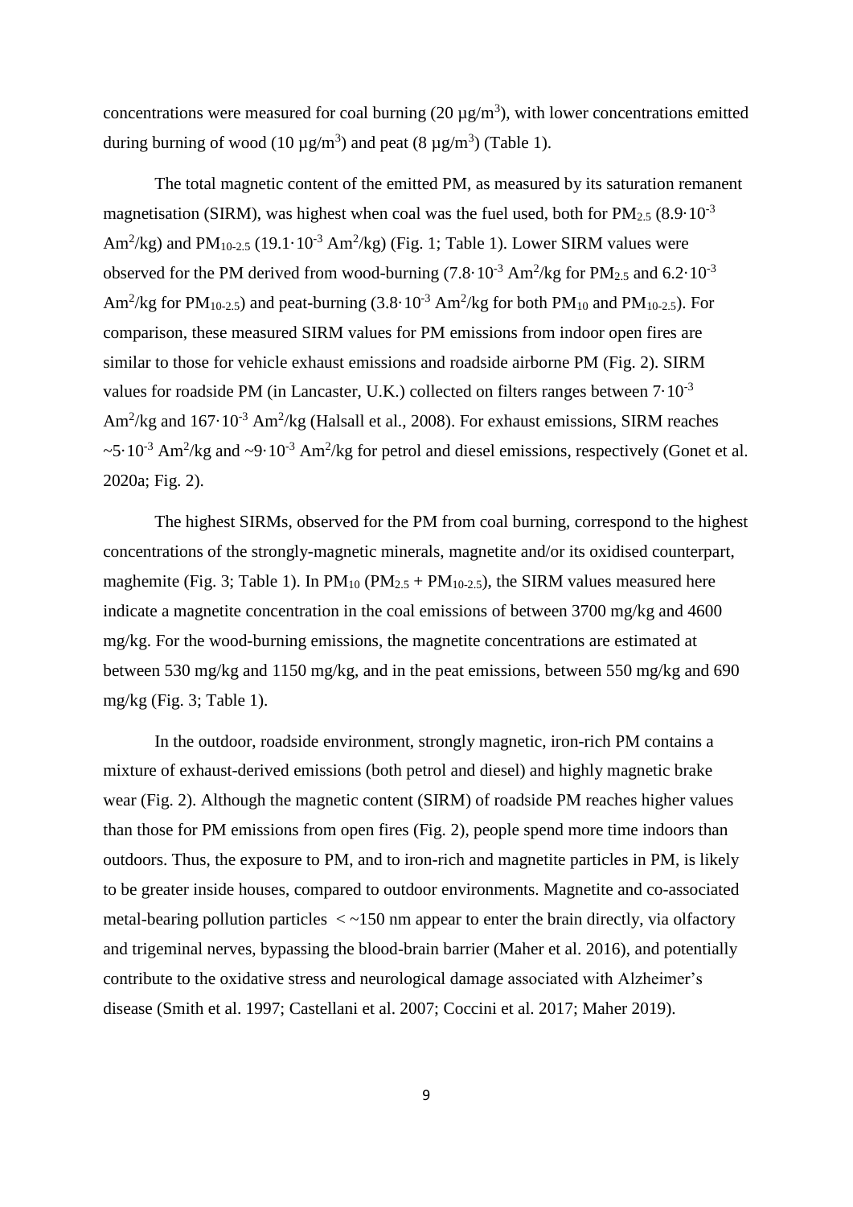concentrations were measured for coal burning (20 $\mu g/m^3$), with lower concentrations emitted during burning of wood (10 $\mu g/m^3$) and peat (8 $\mu g/m^3$) (Table 1).

The total magnetic content of the emitted PM, as measured by its saturation remanent magnetisation (SIRM), was highest when coal was the fuel used, both for $PM_{2.5}$ ($8.9 \cdot 10^{-3}$ $Am^2/kg$) and $PM_{10-2.5}$ ($19.1 \cdot 10^{-3}$ $Am^2/kg$) (Fig. 1; Table 1). Lower SIRM values were observed for the PM derived from wood-burning ($7.8 \cdot 10^{-3}$ $Am^2/kg$ for $PM_{2.5}$ and $6.2 \cdot 10^{-3}$ $Am^2/kg$ for $PM_{10-2.5}$) and peat-burning ($3.8 \cdot 10^{-3}$ $Am^2/kg$ for both $PM_{10}$ and $PM_{10-2.5}$). For comparison, these measured SIRM values for PM emissions from indoor open fires are similar to those for vehicle exhaust emissions and roadside airborne PM (Fig. 2). SIRM values for roadside PM (in Lancaster, U.K.) collected on filters ranges between $7 \cdot 10^{-3}$ $Am^2/kg$ and $167 \cdot 10^{-3}$ $Am^2/kg$ (Halsall et al., 2008). For exhaust emissions, SIRM reaches $\sim 5 \cdot 10^{-3}$ $Am^2/kg$ and $\sim 9 \cdot 10^{-3}$ $Am^2/kg$ for petrol and diesel emissions, respectively (Gonet et al. 2020a; Fig. 2).

The highest SIRMs, observed for the PM from coal burning, correspond to the highest concentrations of the strongly-magnetic minerals, magnetite and/or its oxidised counterpart, maghemite (Fig. 3; Table 1). In $PM_{10}$ ($PM_{2.5}$ + $PM_{10-2.5}$), the SIRM values measured here indicate a magnetite concentration in the coal emissions of between 3700 mg/kg and 4600 mg/kg. For the wood-burning emissions, the magnetite concentrations are estimated at between 530 mg/kg and 1150 mg/kg, and in the peat emissions, between 550 mg/kg and 690 mg/kg (Fig. 3; Table 1).

In the outdoor, roadside environment, strongly magnetic, iron-rich PM contains a mixture of exhaust-derived emissions (both petrol and diesel) and highly magnetic brake wear (Fig. 2). Although the magnetic content (SIRM) of roadside PM reaches higher values than those for PM emissions from open fires (Fig. 2), people spend more time indoors than outdoors. Thus, the exposure to PM, and to iron-rich and magnetite particles in PM, is likely to be greater inside houses, compared to outdoor environments. Magnetite and co-associated metal-bearing pollution particles $< \sim 150$ nm appear to enter the brain directly, via olfactory and trigeminal nerves, bypassing the blood-brain barrier (Maher et al. 2016), and potentially contribute to the oxidative stress and neurological damage associated with Alzheimer's disease (Smith et al. 1997; Castellani et al. 2007; Coccini et al. 2017; Maher 2019).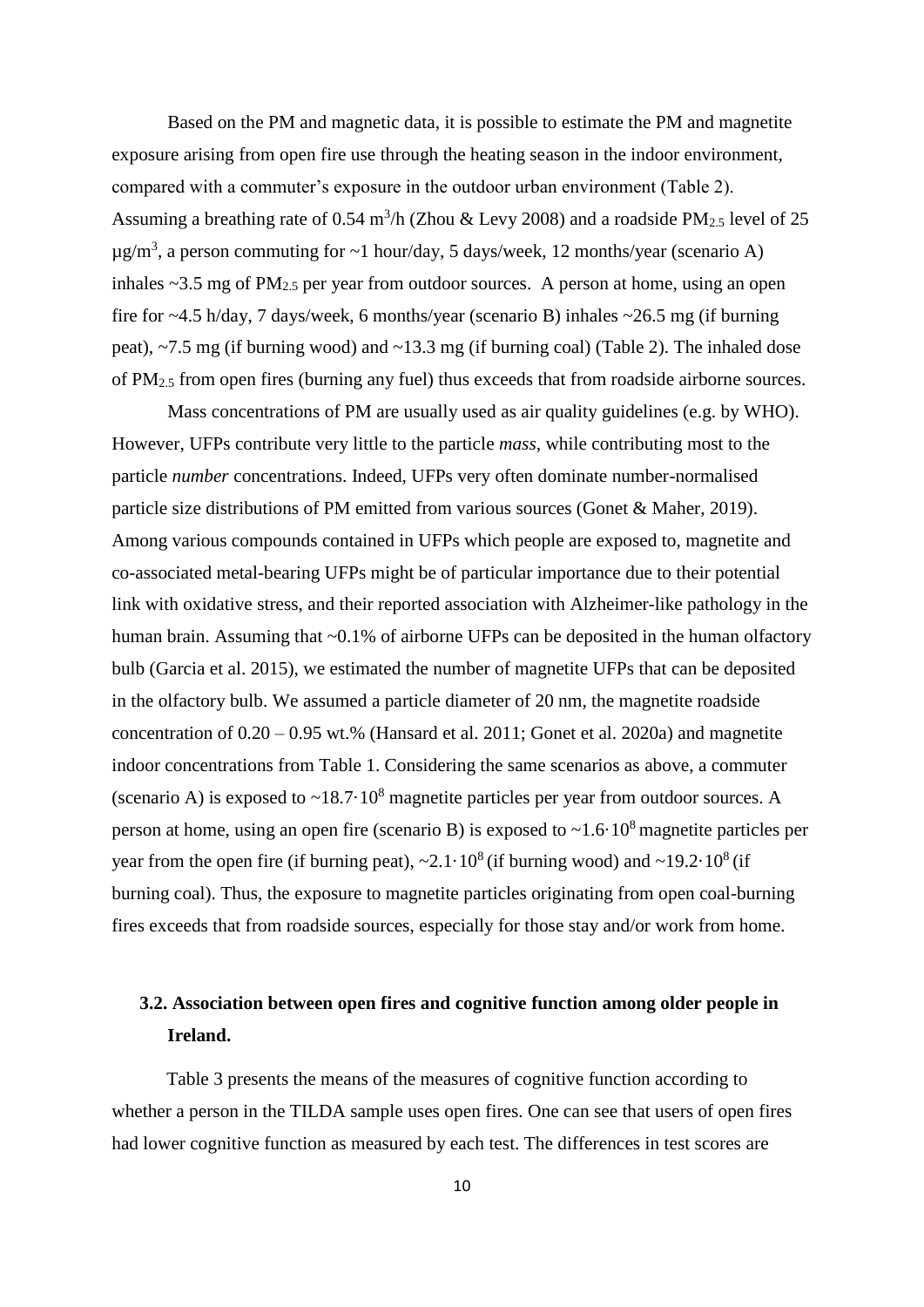Based on the PM and magnetic data, it is possible to estimate the PM and magnetite exposure arising from open fire use through the heating season in the indoor environment, compared with a commuter's exposure in the outdoor urban environment (Table 2). Assuming a breathing rate of 0.54 $m^3$/h (Zhou & Levy 2008) and a roadside $PM_{2.5}$ level of 25 $\mu g/m^3$, a person commuting for ~1 hour/day, 5 days/week, 12 months/year (scenario A) inhales ~3.5 mg of $PM_{2.5}$ per year from outdoor sources. A person at home, using an open fire for ~4.5 h/day, 7 days/week, 6 months/year (scenario B) inhales ~26.5 mg (if burning peat), ~7.5 mg (if burning wood) and ~13.3 mg (if burning coal) (Table 2). The inhaled dose of $PM_{2.5}$ from open fires (burning any fuel) thus exceeds that from roadside airborne sources.

Mass concentrations of PM are usually used as air quality guidelines (e.g. by WHO). However, UFPs contribute very little to the particle *mass*, while contributing most to the particle *number* concentrations. Indeed, UFPs very often dominate number-normalised particle size distributions of PM emitted from various sources (Gonet & Maher, 2019). Among various compounds contained in UFPs which people are exposed to, magnetite and co-associated metal-bearing UFPs might be of particular importance due to their potential link with oxidative stress, and their reported association with Alzheimer-like pathology in the human brain. Assuming that ~0.1% of airborne UFPs can be deposited in the human olfactory bulb (Garcia et al. 2015), we estimated the number of magnetite UFPs that can be deposited in the olfactory bulb. We assumed a particle diameter of 20 nm, the magnetite roadside concentration of 0.20 – 0.95 wt.% (Hansard et al. 2011; Gonet et al. 2020a) and magnetite indoor concentrations from Table 1. Considering the same scenarios as above, a commuter (scenario A) is exposed to $\sim 18.7 \cdot 10^8$ magnetite particles per year from outdoor sources. A person at home, using an open fire (scenario B) is exposed to $\sim 1.6 \cdot 10^8$ magnetite particles per year from the open fire (if burning peat), $\sim 2.1 \cdot 10^8$ (if burning wood) and $\sim 19.2 \cdot 10^8$ (if burning coal). Thus, the exposure to magnetite particles originating from open coal-burning fires exceeds that from roadside sources, especially for those stay and/or work from home.

## 3.2. Association between open fires and cognitive function among older people in Ireland.

Table 3 presents the means of the measures of cognitive function according to whether a person in the TILDA sample uses open fires. One can see that users of open fires had lower cognitive function as measured by each test. The differences in test scores are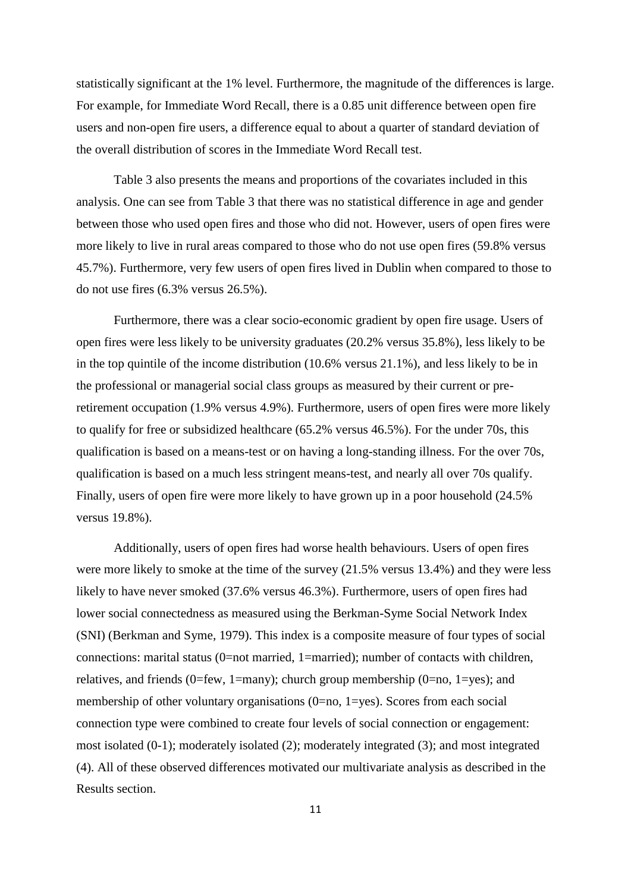statistically significant at the 1% level. Furthermore, the magnitude of the differences is large. For example, for Immediate Word Recall, there is a 0.85 unit difference between open fire users and non-open fire users, a difference equal to about a quarter of standard deviation of the overall distribution of scores in the Immediate Word Recall test.

Table 3 also presents the means and proportions of the covariates included in this analysis. One can see from Table 3 that there was no statistical difference in age and gender between those who used open fires and those who did not. However, users of open fires were more likely to live in rural areas compared to those who do not use open fires (59.8% versus 45.7%). Furthermore, very few users of open fires lived in Dublin when compared to those to do not use fires (6.3% versus 26.5%).

Furthermore, there was a clear socio-economic gradient by open fire usage. Users of open fires were less likely to be university graduates (20.2% versus 35.8%), less likely to be in the top quintile of the income distribution (10.6% versus 21.1%), and less likely to be in the professional or managerial social class groups as measured by their current or pre-retirement occupation (1.9% versus 4.9%). Furthermore, users of open fires were more likely to qualify for free or subsidized healthcare (65.2% versus 46.5%). For the under 70s, this qualification is based on a means-test or on having a long-standing illness. For the over 70s, qualification is based on a much less stringent means-test, and nearly all over 70s qualify. Finally, users of open fire were more likely to have grown up in a poor household (24.5% versus 19.8%).

Additionally, users of open fires had worse health behaviours. Users of open fires were more likely to smoke at the time of the survey (21.5% versus 13.4%) and they were less likely to have never smoked (37.6% versus 46.3%). Furthermore, users of open fires had lower social connectedness as measured using the Berkman-Syme Social Network Index (SNI) (Berkman and Syme, 1979). This index is a composite measure of four types of social connections: marital status (0=not married, 1=married); number of contacts with children, relatives, and friends (0=few, 1=many); church group membership (0=no, 1=yes); and membership of other voluntary organisations (0=no, 1=yes). Scores from each social connection type were combined to create four levels of social connection or engagement: most isolated (0-1); moderately isolated (2); moderately integrated (3); and most integrated (4). All of these observed differences motivated our multivariate analysis as described in the Results section.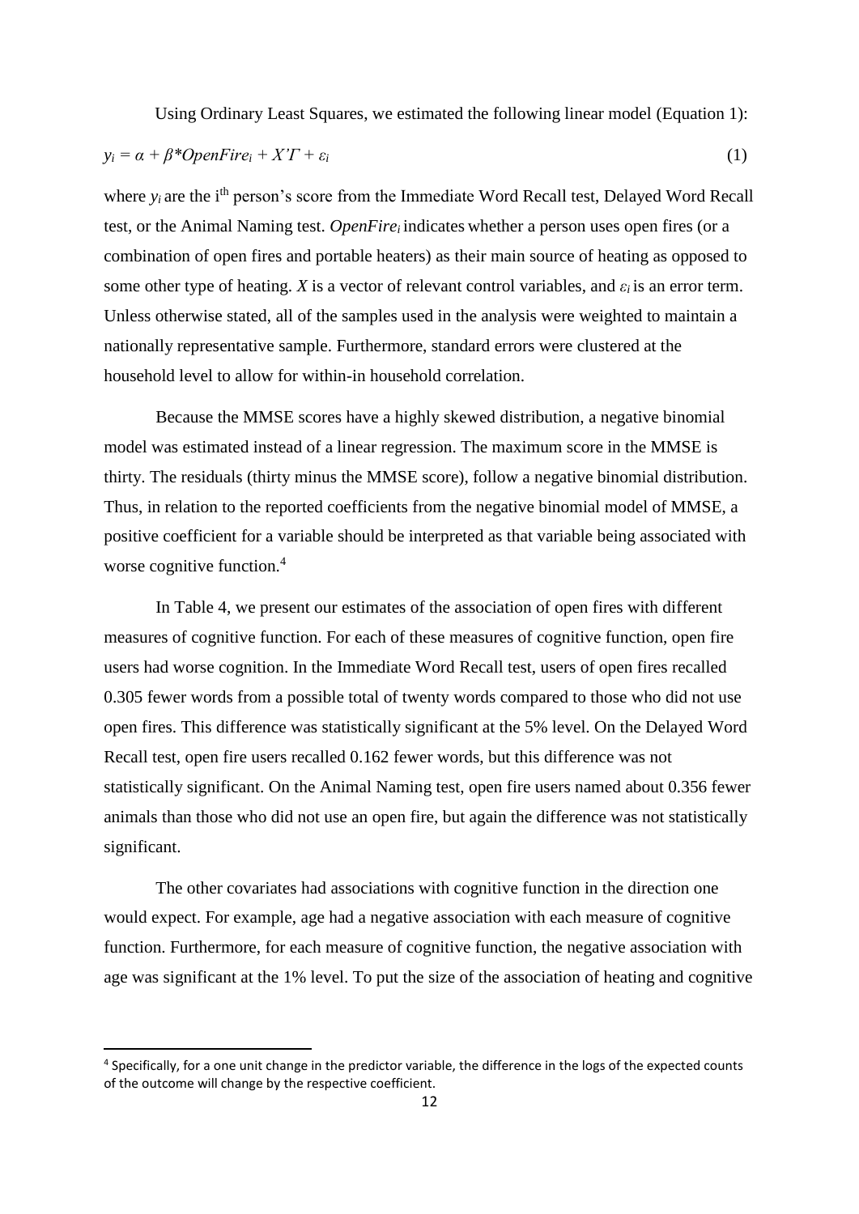Using Ordinary Least Squares, we estimated the following linear model (Equation 1):

$$y_i = \alpha + \beta * OpenFire_i + X'\Gamma + \varepsilon_i \quad (1)$$

where $y_i$ are the i[th] person's score from the Immediate Word Recall test, Delayed Word Recall test, or the Animal Naming test. $OpenFire_i$ indicates whether a person uses open fires (or a combination of open fires and portable heaters) as their main source of heating as opposed to some other type of heating. $X$ is a vector of relevant control variables, and $\varepsilon_i$ is an error term. Unless otherwise stated, all of the samples used in the analysis were weighted to maintain a nationally representative sample. Furthermore, standard errors were clustered at the household level to allow for within-in household correlation.

Because the MMSE scores have a highly skewed distribution, a negative binomial model was estimated instead of a linear regression. The maximum score in the MMSE is thirty. The residuals (thirty minus the MMSE score), follow a negative binomial distribution. Thus, in relation to the reported coefficients from the negative binomial model of MMSE, a positive coefficient for a variable should be interpreted as that variable being associated with worse cognitive function.[4]

In Table 4, we present our estimates of the association of open fires with different measures of cognitive function. For each of these measures of cognitive function, open fire users had worse cognition. In the Immediate Word Recall test, users of open fires recalled 0.305 fewer words from a possible total of twenty words compared to those who did not use open fires. This difference was statistically significant at the 5% level. On the Delayed Word Recall test, open fire users recalled 0.162 fewer words, but this difference was not statistically significant. On the Animal Naming test, open fire users named about 0.356 fewer animals than those who did not use an open fire, but again the difference was not statistically significant.

The other covariates had associations with cognitive function in the direction one would expect. For example, age had a negative association with each measure of cognitive function. Furthermore, for each measure of cognitive function, the negative association with age was significant at the 1% level. To put the size of the association of heating and cognitive

[4] Specifically, for a one unit change in the predictor variable, the difference in the logs of the expected counts of the outcome will change by the respective coefficient.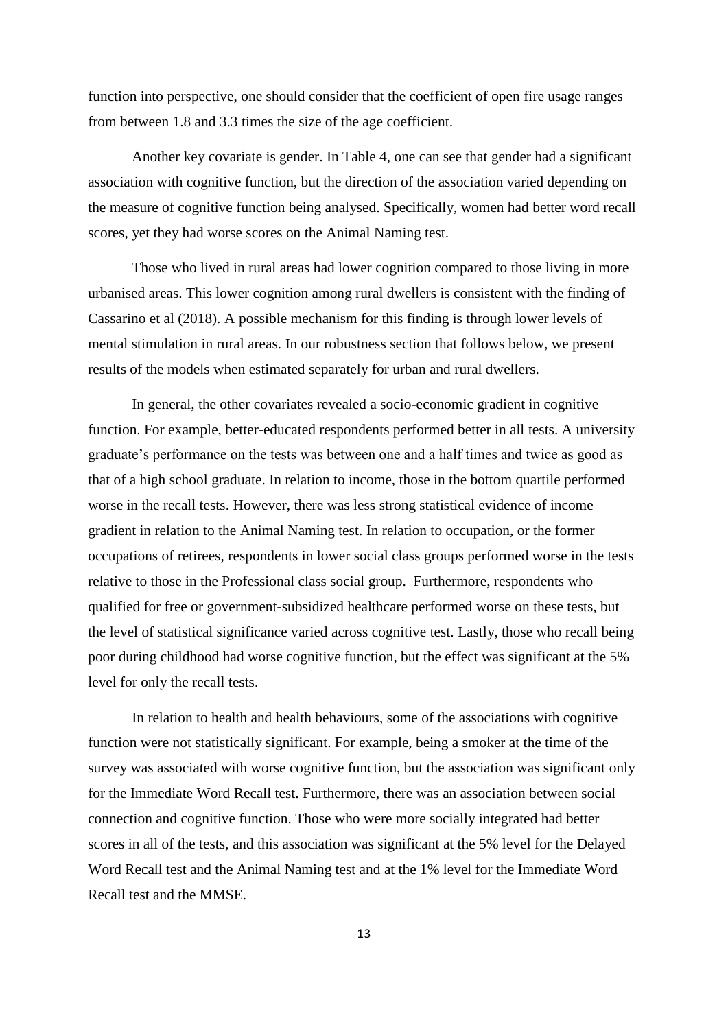function into perspective, one should consider that the coefficient of open fire usage ranges from between 1.8 and 3.3 times the size of the age coefficient.

Another key covariate is gender. In Table 4, one can see that gender had a significant association with cognitive function, but the direction of the association varied depending on the measure of cognitive function being analysed. Specifically, women had better word recall scores, yet they had worse scores on the Animal Naming test.

Those who lived in rural areas had lower cognition compared to those living in more urbanised areas. This lower cognition among rural dwellers is consistent with the finding of Cassarino et al (2018). A possible mechanism for this finding is through lower levels of mental stimulation in rural areas. In our robustness section that follows below, we present results of the models when estimated separately for urban and rural dwellers.

In general, the other covariates revealed a socio-economic gradient in cognitive function. For example, better-educated respondents performed better in all tests. A university graduate's performance on the tests was between one and a half times and twice as good as that of a high school graduate. In relation to income, those in the bottom quartile performed worse in the recall tests. However, there was less strong statistical evidence of income gradient in relation to the Animal Naming test. In relation to occupation, or the former occupations of retirees, respondents in lower social class groups performed worse in the tests relative to those in the Professional class social group. Furthermore, respondents who qualified for free or government-subsidized healthcare performed worse on these tests, but the level of statistical significance varied across cognitive test. Lastly, those who recall being poor during childhood had worse cognitive function, but the effect was significant at the 5% level for only the recall tests.

In relation to health and health behaviours, some of the associations with cognitive function were not statistically significant. For example, being a smoker at the time of the survey was associated with worse cognitive function, but the association was significant only for the Immediate Word Recall test. Furthermore, there was an association between social connection and cognitive function. Those who were more socially integrated had better scores in all of the tests, and this association was significant at the 5% level for the Delayed Word Recall test and the Animal Naming test and at the 1% level for the Immediate Word Recall test and the MMSE.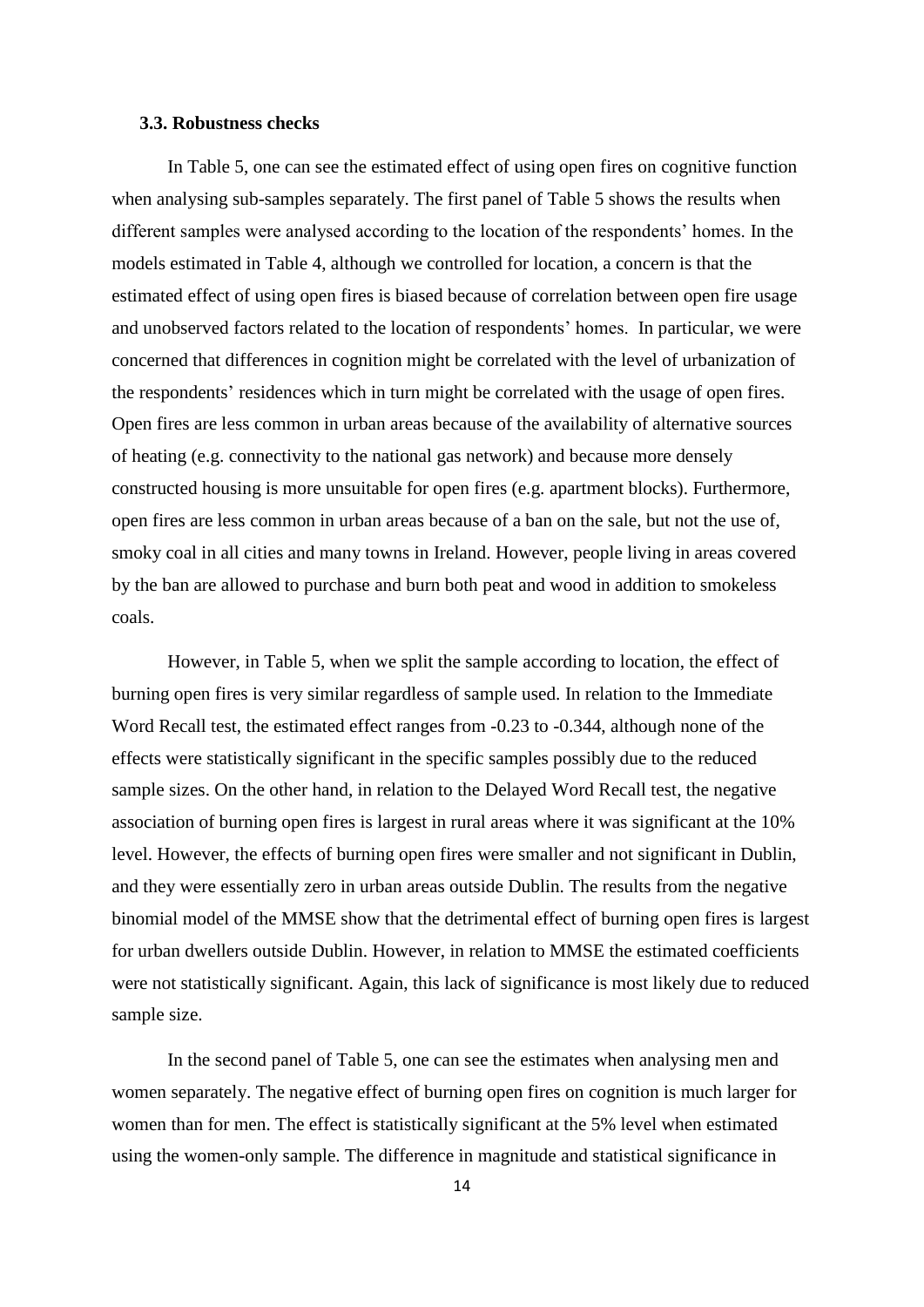### 3.3. Robustness checks

In Table 5, one can see the estimated effect of using open fires on cognitive function when analysing sub-samples separately. The first panel of Table 5 shows the results when different samples were analysed according to the location of the respondents' homes. In the models estimated in Table 4, although we controlled for location, a concern is that the estimated effect of using open fires is biased because of correlation between open fire usage and unobserved factors related to the location of respondents' homes. In particular, we were concerned that differences in cognition might be correlated with the level of urbanization of the respondents' residences which in turn might be correlated with the usage of open fires. Open fires are less common in urban areas because of the availability of alternative sources of heating (e.g. connectivity to the national gas network) and because more densely constructed housing is more unsuitable for open fires (e.g. apartment blocks). Furthermore, open fires are less common in urban areas because of a ban on the sale, but not the use of, smoky coal in all cities and many towns in Ireland. However, people living in areas covered by the ban are allowed to purchase and burn both peat and wood in addition to smokeless coals.

However, in Table 5, when we split the sample according to location, the effect of burning open fires is very similar regardless of sample used. In relation to the Immediate Word Recall test, the estimated effect ranges from -0.23 to -0.344, although none of the effects were statistically significant in the specific samples possibly due to the reduced sample sizes. On the other hand, in relation to the Delayed Word Recall test, the negative association of burning open fires is largest in rural areas where it was significant at the 10% level. However, the effects of burning open fires were smaller and not significant in Dublin, and they were essentially zero in urban areas outside Dublin. The results from the negative binomial model of the MMSE show that the detrimental effect of burning open fires is largest for urban dwellers outside Dublin. However, in relation to MMSE the estimated coefficients were not statistically significant. Again, this lack of significance is most likely due to reduced sample size.

In the second panel of Table 5, one can see the estimates when analysing men and women separately. The negative effect of burning open fires on cognition is much larger for women than for men. The effect is statistically significant at the 5% level when estimated using the women-only sample. The difference in magnitude and statistical significance in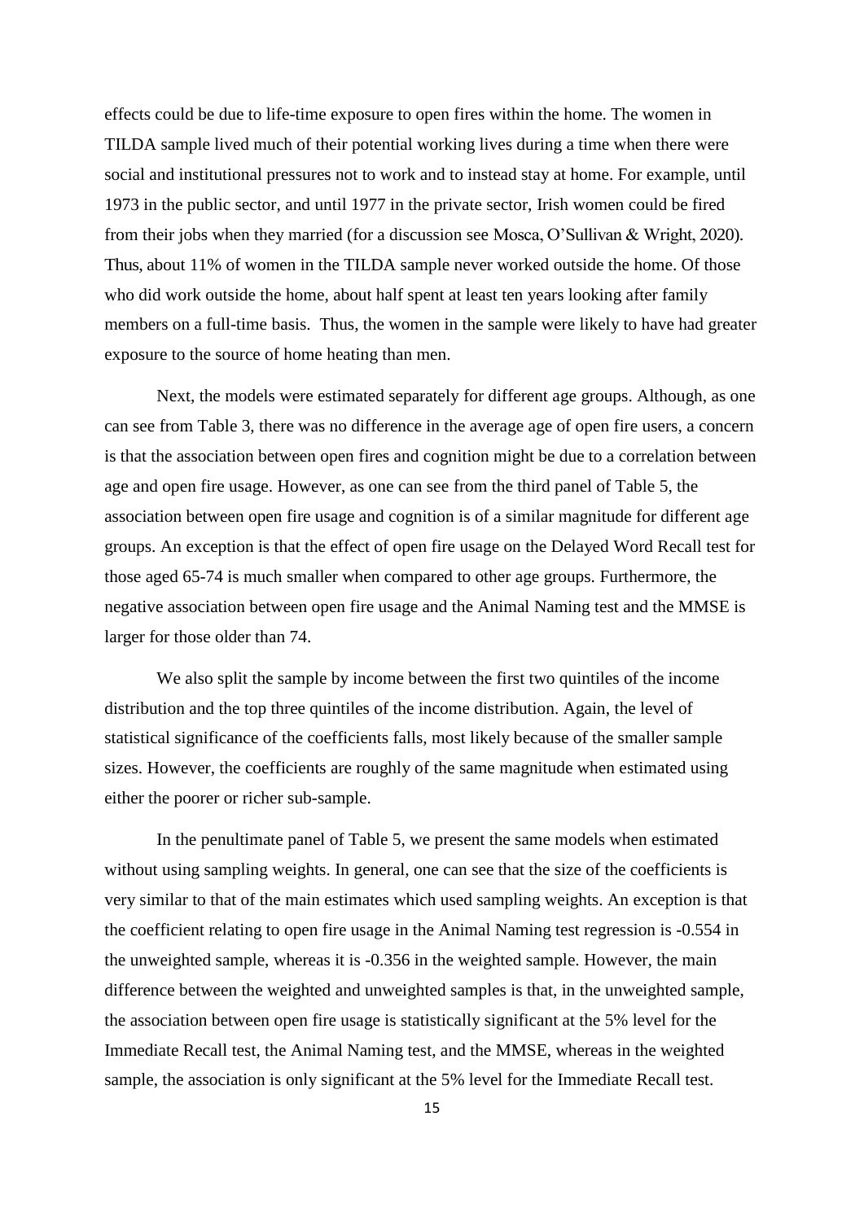effects could be due to life-time exposure to open fires within the home. The women in TILDA sample lived much of their potential working lives during a time when there were social and institutional pressures not to work and to instead stay at home. For example, until 1973 in the public sector, and until 1977 in the private sector, Irish women could be fired from their jobs when they married (for a discussion see Mosca, O'Sullivan & Wright, 2020). Thus, about 11% of women in the TILDA sample never worked outside the home. Of those who did work outside the home, about half spent at least ten years looking after family members on a full-time basis. Thus, the women in the sample were likely to have had greater exposure to the source of home heating than men.

Next, the models were estimated separately for different age groups. Although, as one can see from Table 3, there was no difference in the average age of open fire users, a concern is that the association between open fires and cognition might be due to a correlation between age and open fire usage. However, as one can see from the third panel of Table 5, the association between open fire usage and cognition is of a similar magnitude for different age groups. An exception is that the effect of open fire usage on the Delayed Word Recall test for those aged 65-74 is much smaller when compared to other age groups. Furthermore, the negative association between open fire usage and the Animal Naming test and the MMSE is larger for those older than 74.

We also split the sample by income between the first two quintiles of the income distribution and the top three quintiles of the income distribution. Again, the level of statistical significance of the coefficients falls, most likely because of the smaller sample sizes. However, the coefficients are roughly of the same magnitude when estimated using either the poorer or richer sub-sample.

In the penultimate panel of Table 5, we present the same models when estimated without using sampling weights. In general, one can see that the size of the coefficients is very similar to that of the main estimates which used sampling weights. An exception is that the coefficient relating to open fire usage in the Animal Naming test regression is -0.554 in the unweighted sample, whereas it is -0.356 in the weighted sample. However, the main difference between the weighted and unweighted samples is that, in the unweighted sample, the association between open fire usage is statistically significant at the 5% level for the Immediate Recall test, the Animal Naming test, and the MMSE, whereas in the weighted sample, the association is only significant at the 5% level for the Immediate Recall test.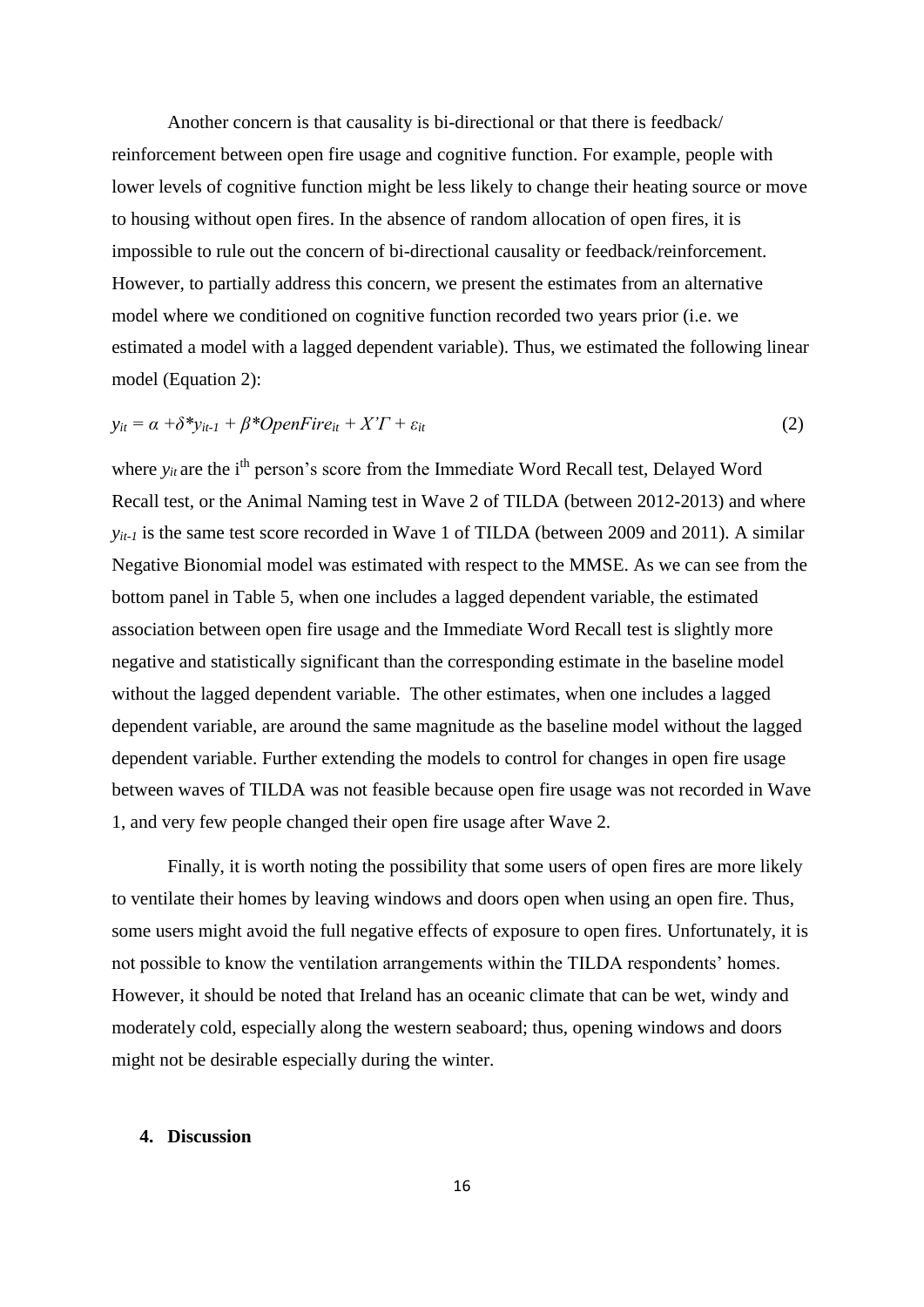Another concern is that causality is bi-directional or that there is feedback/ reinforcement between open fire usage and cognitive function. For example, people with lower levels of cognitive function might be less likely to change their heating source or move to housing without open fires. In the absence of random allocation of open fires, it is impossible to rule out the concern of bi-directional causality or feedback/reinforcement. However, to partially address this concern, we present the estimates from an alternative model where we conditioned on cognitive function recorded two years prior (i.e. we estimated a model with a lagged dependent variable). Thus, we estimated the following linear model (Equation 2):

$$y_{it} = \alpha + \delta * y_{it-1} + \beta * OpenFire_{it} + X'\Gamma + \varepsilon_{it} \tag{2}$$

where $y_{it}$ are the i[th] person's score from the Immediate Word Recall test, Delayed Word Recall test, or the Animal Naming test in Wave 2 of TILDA (between 2012-2013) and where $y_{it-1}$ is the same test score recorded in Wave 1 of TILDA (between 2009 and 2011). A similar Negative Bionomial model was estimated with respect to the MMSE. As we can see from the bottom panel in Table 5, when one includes a lagged dependent variable, the estimated association between open fire usage and the Immediate Word Recall test is slightly more negative and statistically significant than the corresponding estimate in the baseline model without the lagged dependent variable. The other estimates, when one includes a lagged dependent variable, are around the same magnitude as the baseline model without the lagged dependent variable. Further extending the models to control for changes in open fire usage between waves of TILDA was not feasible because open fire usage was not recorded in Wave 1, and very few people changed their open fire usage after Wave 2.

Finally, it is worth noting the possibility that some users of open fires are more likely to ventilate their homes by leaving windows and doors open when using an open fire. Thus, some users might avoid the full negative effects of exposure to open fires. Unfortunately, it is not possible to know the ventilation arrangements within the TILDA respondents' homes. However, it should be noted that Ireland has an oceanic climate that can be wet, windy and moderately cold, especially along the western seaboard; thus, opening windows and doors might not be desirable especially during the winter.

## 4. Discussion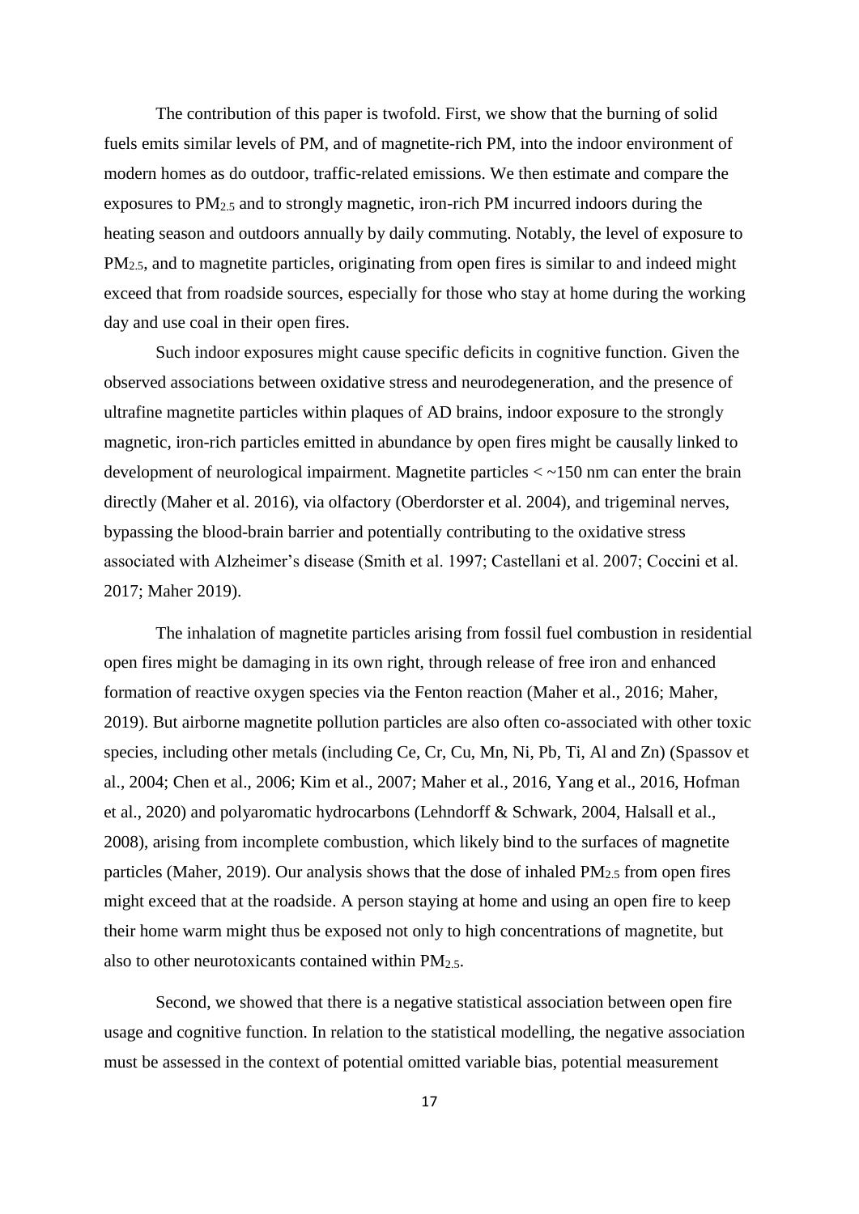The contribution of this paper is twofold. First, we show that the burning of solid fuels emits similar levels of PM, and of magnetite-rich PM, into the indoor environment of modern homes as do outdoor, traffic-related emissions. We then estimate and compare the exposures to $PM_{2.5}$ and to strongly magnetic, iron-rich PM incurred indoors during the heating season and outdoors annually by daily commuting. Notably, the level of exposure to $PM_{2.5}$, and to magnetite particles, originating from open fires is similar to and indeed might exceed that from roadside sources, especially for those who stay at home during the working day and use coal in their open fires.

Such indoor exposures might cause specific deficits in cognitive function. Given the observed associations between oxidative stress and neurodegeneration, and the presence of ultrafine magnetite particles within plaques of AD brains, indoor exposure to the strongly magnetic, iron-rich particles emitted in abundance by open fires might be causally linked to development of neurological impairment. Magnetite particles < ~150 nm can enter the brain directly (Maher et al. 2016), via olfactory (Oberdorster et al. 2004), and trigeminal nerves, bypassing the blood-brain barrier and potentially contributing to the oxidative stress associated with Alzheimer's disease (Smith et al. 1997; Castellani et al. 2007; Coccini et al. 2017; Maher 2019).

The inhalation of magnetite particles arising from fossil fuel combustion in residential open fires might be damaging in its own right, through release of free iron and enhanced formation of reactive oxygen species via the Fenton reaction (Maher et al., 2016; Maher, 2019). But airborne magnetite pollution particles are also often co-associated with other toxic species, including other metals (including Ce, Cr, Cu, Mn, Ni, Pb, Ti, Al and Zn) (Spassov et al., 2004; Chen et al., 2006; Kim et al., 2007; Maher et al., 2016, Yang et al., 2016, Hofman et al., 2020) and polyaromatic hydrocarbons (Lehndorff & Schwark, 2004, Halsall et al., 2008), arising from incomplete combustion, which likely bind to the surfaces of magnetite particles (Maher, 2019). Our analysis shows that the dose of inhaled $PM_{2.5}$ from open fires might exceed that at the roadside. A person staying at home and using an open fire to keep their home warm might thus be exposed not only to high concentrations of magnetite, but also to other neurotoxicants contained within $PM_{2.5}$.

Second, we showed that there is a negative statistical association between open fire usage and cognitive function. In relation to the statistical modelling, the negative association must be assessed in the context of potential omitted variable bias, potential measurement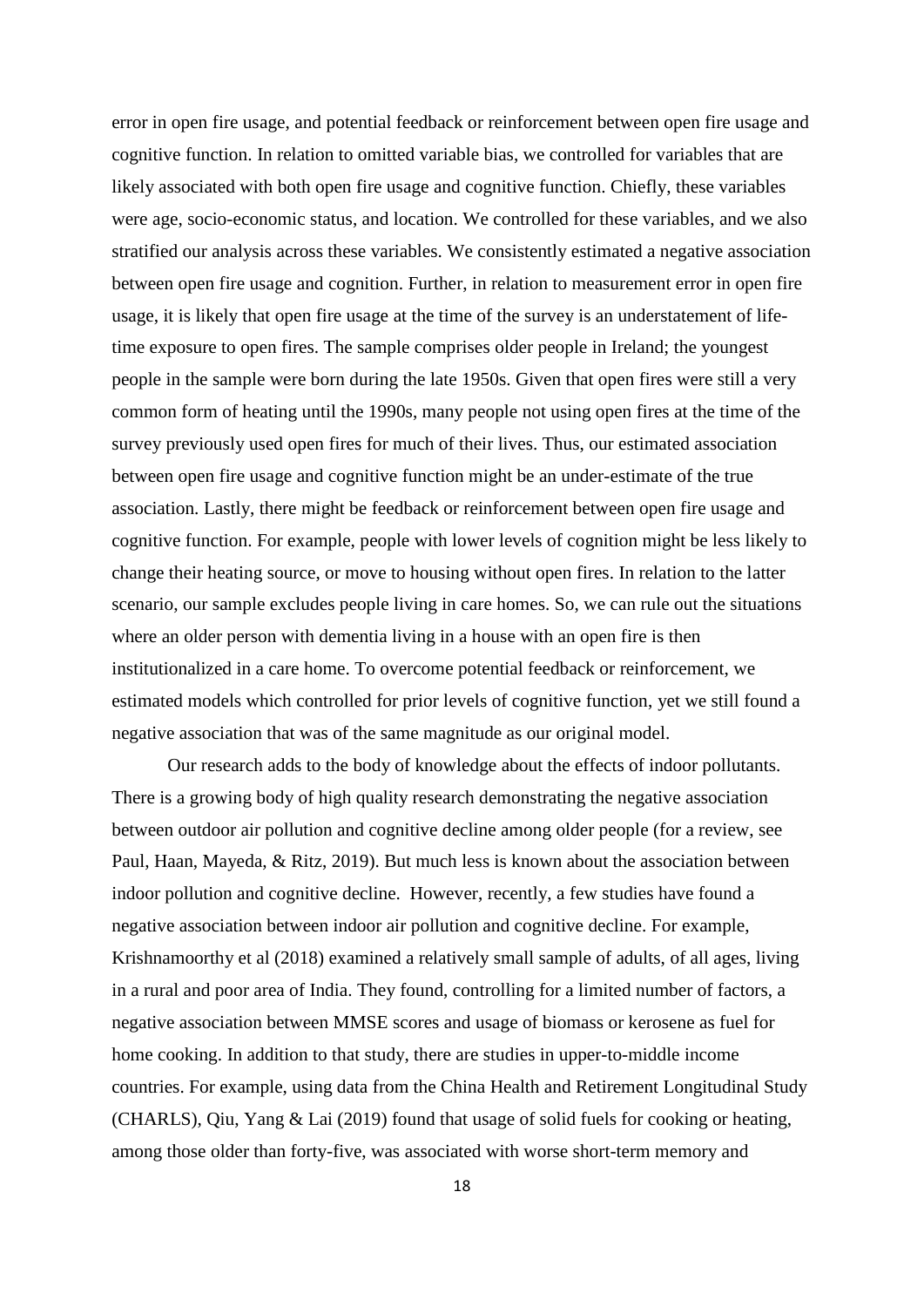error in open fire usage, and potential feedback or reinforcement between open fire usage and cognitive function. In relation to omitted variable bias, we controlled for variables that are likely associated with both open fire usage and cognitive function. Chiefly, these variables were age, socio-economic status, and location. We controlled for these variables, and we also stratified our analysis across these variables. We consistently estimated a negative association between open fire usage and cognition. Further, in relation to measurement error in open fire usage, it is likely that open fire usage at the time of the survey is an understatement of life-time exposure to open fires. The sample comprises older people in Ireland; the youngest people in the sample were born during the late 1950s. Given that open fires were still a very common form of heating until the 1990s, many people not using open fires at the time of the survey previously used open fires for much of their lives. Thus, our estimated association between open fire usage and cognitive function might be an under-estimate of the true association. Lastly, there might be feedback or reinforcement between open fire usage and cognitive function. For example, people with lower levels of cognition might be less likely to change their heating source, or move to housing without open fires. In relation to the latter scenario, our sample excludes people living in care homes. So, we can rule out the situations where an older person with dementia living in a house with an open fire is then institutionalized in a care home. To overcome potential feedback or reinforcement, we estimated models which controlled for prior levels of cognitive function, yet we still found a negative association that was of the same magnitude as our original model.

Our research adds to the body of knowledge about the effects of indoor pollutants. There is a growing body of high quality research demonstrating the negative association between outdoor air pollution and cognitive decline among older people (for a review, see Paul, Haan, Mayeda, & Ritz, 2019). But much less is known about the association between indoor pollution and cognitive decline. However, recently, a few studies have found a negative association between indoor air pollution and cognitive decline. For example, Krishnamoorthy et al (2018) examined a relatively small sample of adults, of all ages, living in a rural and poor area of India. They found, controlling for a limited number of factors, a negative association between MMSE scores and usage of biomass or kerosene as fuel for home cooking. In addition to that study, there are studies in upper-to-middle income countries. For example, using data from the China Health and Retirement Longitudinal Study (CHARLS), Qiu, Yang & Lai (2019) found that usage of solid fuels for cooking or heating, among those older than forty-five, was associated with worse short-term memory and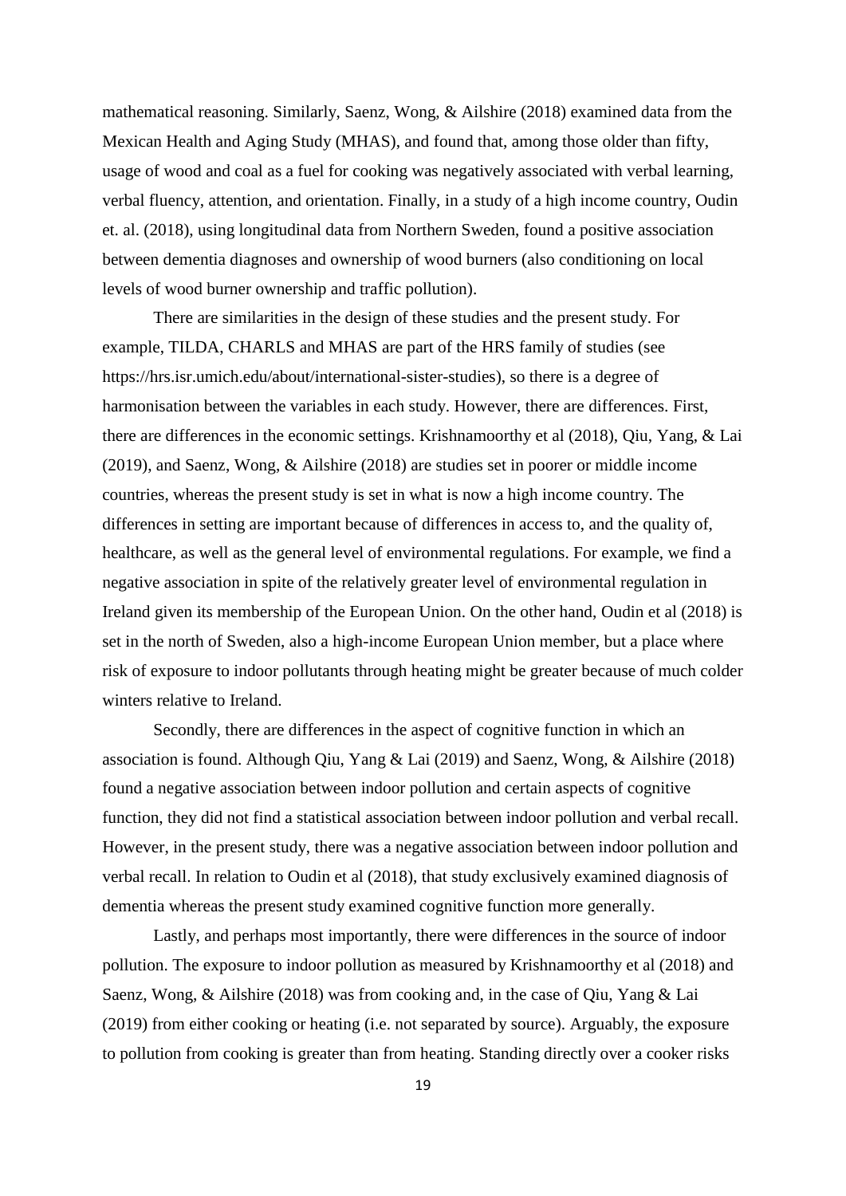mathematical reasoning. Similarly, Saenz, Wong, & Ailshire (2018) examined data from the Mexican Health and Aging Study (MHAS), and found that, among those older than fifty, usage of wood and coal as a fuel for cooking was negatively associated with verbal learning, verbal fluency, attention, and orientation. Finally, in a study of a high income country, Oudin et. al. (2018), using longitudinal data from Northern Sweden, found a positive association between dementia diagnoses and ownership of wood burners (also conditioning on local levels of wood burner ownership and traffic pollution).

There are similarities in the design of these studies and the present study. For example, TILDA, CHARLS and MHAS are part of the HRS family of studies (see https://hrs.isr.umich.edu/about/international-sister-studies), so there is a degree of harmonisation between the variables in each study. However, there are differences. First, there are differences in the economic settings. Krishnamoorthy et al (2018), Qiu, Yang, & Lai (2019), and Saenz, Wong, & Ailshire (2018) are studies set in poorer or middle income countries, whereas the present study is set in what is now a high income country. The differences in setting are important because of differences in access to, and the quality of, healthcare, as well as the general level of environmental regulations. For example, we find a negative association in spite of the relatively greater level of environmental regulation in Ireland given its membership of the European Union. On the other hand, Oudin et al (2018) is set in the north of Sweden, also a high-income European Union member, but a place where risk of exposure to indoor pollutants through heating might be greater because of much colder winters relative to Ireland.

Secondly, there are differences in the aspect of cognitive function in which an association is found. Although Qiu, Yang & Lai (2019) and Saenz, Wong, & Ailshire (2018) found a negative association between indoor pollution and certain aspects of cognitive function, they did not find a statistical association between indoor pollution and verbal recall. However, in the present study, there was a negative association between indoor pollution and verbal recall. In relation to Oudin et al (2018), that study exclusively examined diagnosis of dementia whereas the present study examined cognitive function more generally.

Lastly, and perhaps most importantly, there were differences in the source of indoor pollution. The exposure to indoor pollution as measured by Krishnamoorthy et al (2018) and Saenz, Wong, & Ailshire (2018) was from cooking and, in the case of Qiu, Yang & Lai (2019) from either cooking or heating (i.e. not separated by source). Arguably, the exposure to pollution from cooking is greater than from heating. Standing directly over a cooker risks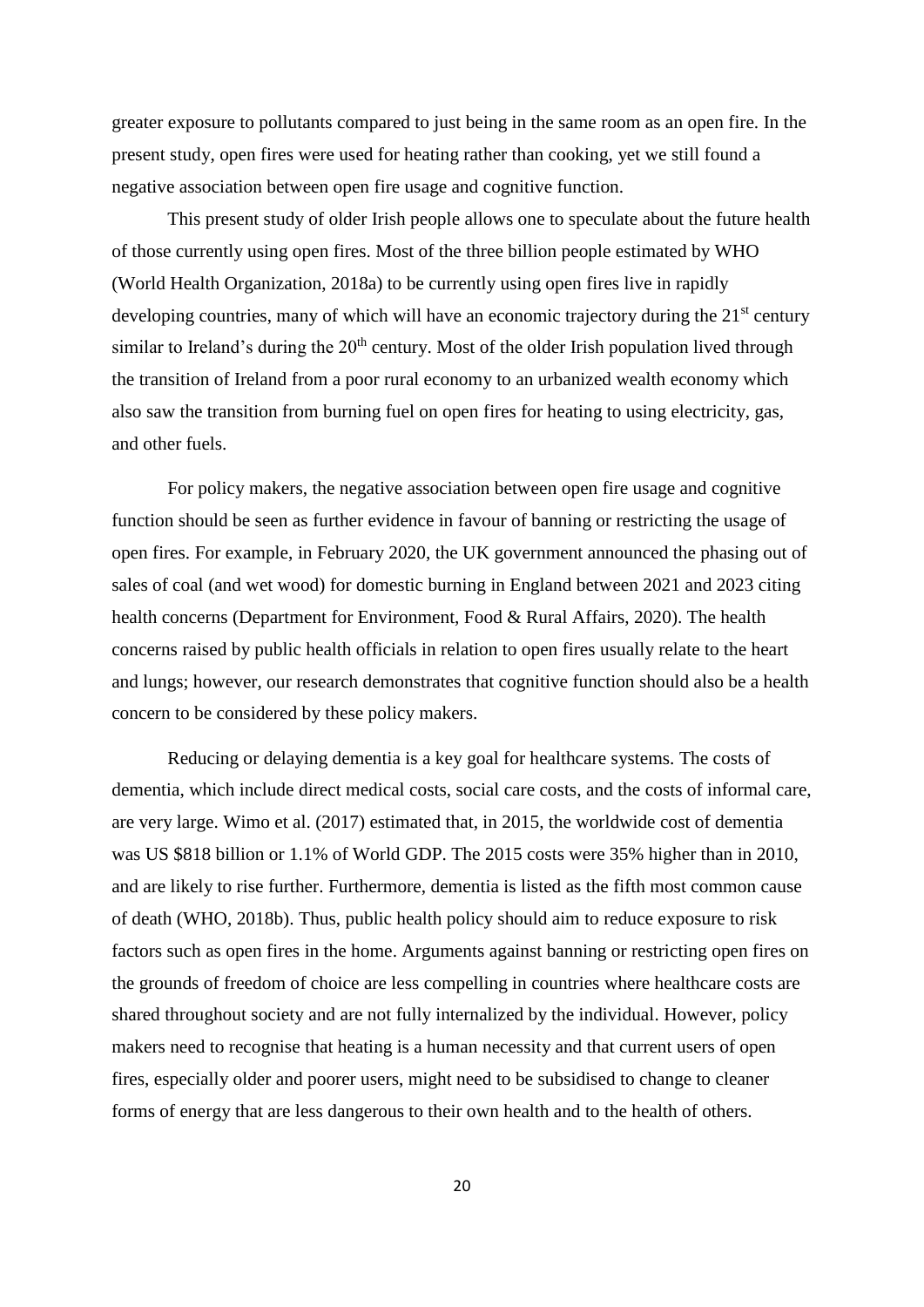greater exposure to pollutants compared to just being in the same room as an open fire. In the present study, open fires were used for heating rather than cooking, yet we still found a negative association between open fire usage and cognitive function.

This present study of older Irish people allows one to speculate about the future health of those currently using open fires. Most of the three billion people estimated by WHO (World Health Organization, 2018a) to be currently using open fires live in rapidly developing countries, many of which will have an economic trajectory during the 21st century similar to Ireland's during the 20th century. Most of the older Irish population lived through the transition of Ireland from a poor rural economy to an urbanized wealth economy which also saw the transition from burning fuel on open fires for heating to using electricity, gas, and other fuels.

For policy makers, the negative association between open fire usage and cognitive function should be seen as further evidence in favour of banning or restricting the usage of open fires. For example, in February 2020, the UK government announced the phasing out of sales of coal (and wet wood) for domestic burning in England between 2021 and 2023 citing health concerns (Department for Environment, Food & Rural Affairs, 2020). The health concerns raised by public health officials in relation to open fires usually relate to the heart and lungs; however, our research demonstrates that cognitive function should also be a health concern to be considered by these policy makers.

Reducing or delaying dementia is a key goal for healthcare systems. The costs of dementia, which include direct medical costs, social care costs, and the costs of informal care, are very large. Wimo et al. (2017) estimated that, in 2015, the worldwide cost of dementia was US $818 billion or 1.1% of World GDP. The 2015 costs were 35% higher than in 2010, and are likely to rise further. Furthermore, dementia is listed as the fifth most common cause of death (WHO, 2018b). Thus, public health policy should aim to reduce exposure to risk factors such as open fires in the home. Arguments against banning or restricting open fires on the grounds of freedom of choice are less compelling in countries where healthcare costs are shared throughout society and are not fully internalized by the individual. However, policy makers need to recognise that heating is a human necessity and that current users of open fires, especially older and poorer users, might need to be subsidised to change to cleaner forms of energy that are less dangerous to their own health and to the health of others.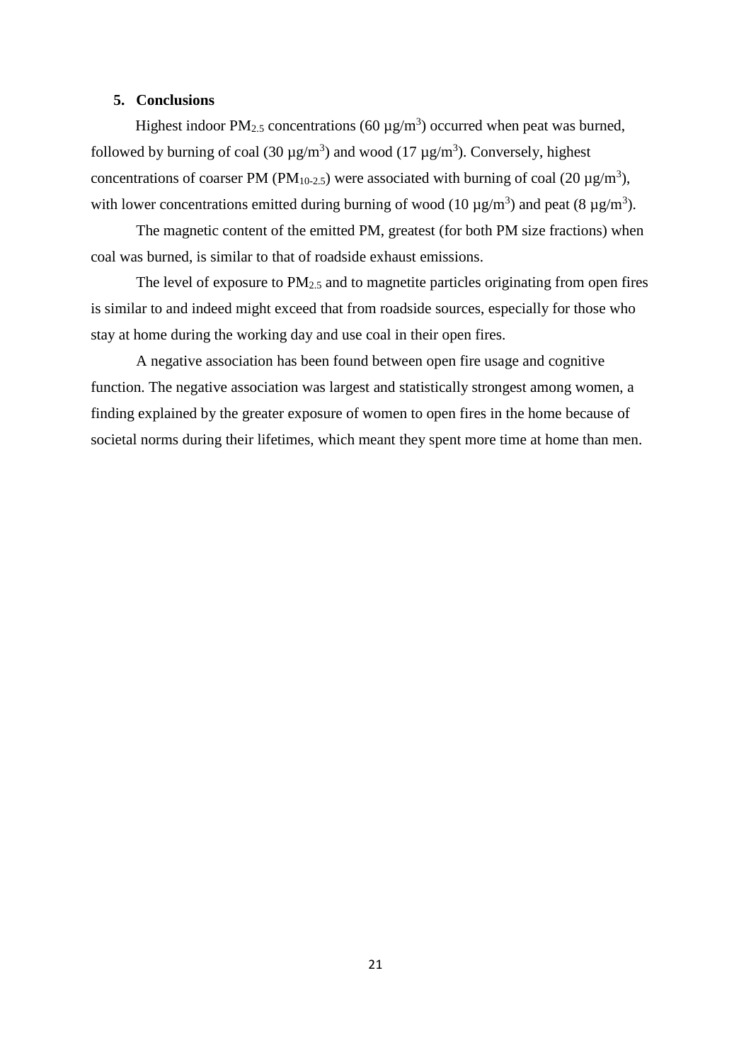## 5. Conclusions

Highest indoor $PM_{2.5}$ concentrations (60 $\mu g/m^3$) occurred when peat was burned, followed by burning of coal (30 $\mu g/m^3$) and wood (17 $\mu g/m^3$). Conversely, highest concentrations of coarser PM ($PM_{10\text{-}2.5}$) were associated with burning of coal (20 $\mu g/m^3$), with lower concentrations emitted during burning of wood (10 $\mu g/m^3$) and peat (8 $\mu g/m^3$).

The magnetic content of the emitted PM, greatest (for both PM size fractions) when coal was burned, is similar to that of roadside exhaust emissions.

The level of exposure to $PM_{2.5}$ and to magnetite particles originating from open fires is similar to and indeed might exceed that from roadside sources, especially for those who stay at home during the working day and use coal in their open fires.

A negative association has been found between open fire usage and cognitive function. The negative association was largest and statistically strongest among women, a finding explained by the greater exposure of women to open fires in the home because of societal norms during their lifetimes, which meant they spent more time at home than men.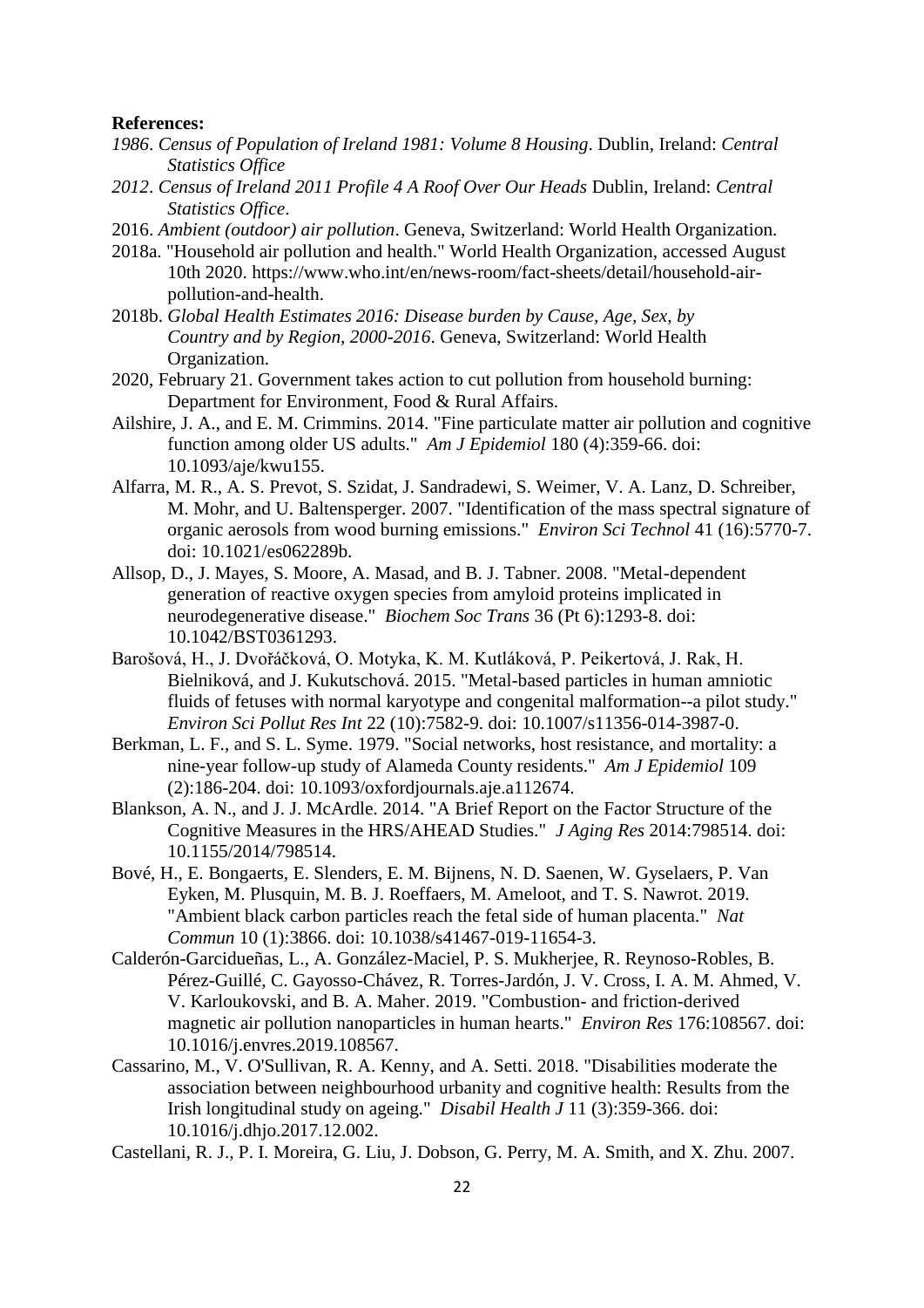**References:**

*1986*. *Census of Population of Ireland 1981: Volume 8 Housing*. Dublin, Ireland: *Central Statistics Office*

*2012*. *Census of Ireland 2011 Profile 4 A Roof Over Our Heads* Dublin, Ireland: *Central Statistics Office*.

2016. *Ambient (outdoor) air pollution*. Geneva, Switzerland: World Health Organization.

2018a. "Household air pollution and health." World Health Organization, accessed August 10th 2020. https://www.who.int/en/news-room/fact-sheets/detail/household-air-pollution-and-health.

2018b. *Global Health Estimates 2016: Disease burden by Cause, Age, Sex, by Country and by Region, 2000-2016*. Geneva, Switzerland: World Health Organization.

2020, February 21. Government takes action to cut pollution from household burning: Department for Environment, Food & Rural Affairs.

Ailshire, J. A., and E. M. Crimmins. 2014. "Fine particulate matter air pollution and cognitive function among older US adults." *Am J Epidemiol* 180 (4):359-66. doi: 10.1093/aje/kwu155.

Alfarra, M. R., A. S. Prevot, S. Szidat, J. Sandradewi, S. Weimer, V. A. Lanz, D. Schreiber, M. Mohr, and U. Baltensperger. 2007. "Identification of the mass spectral signature of organic aerosols from wood burning emissions." *Environ Sci Technol* 41 (16):5770-7. doi: 10.1021/es062289b.

Allsop, D., J. Mayes, S. Moore, A. Masad, and B. J. Tabner. 2008. "Metal-dependent generation of reactive oxygen species from amyloid proteins implicated in neurodegenerative disease." *Biochem Soc Trans* 36 (Pt 6):1293-8. doi: 10.1042/BST0361293.

Barošová, H., J. Dvořáčková, O. Motyka, K. M. Kutláková, P. Peikertová, J. Rak, H. Bielniková, and J. Kukutschová. 2015. "Metal-based particles in human amniotic fluids of fetuses with normal karyotype and congenital malformation--a pilot study." *Environ Sci Pollut Res Int* 22 (10):7582-9. doi: 10.1007/s11356-014-3987-0.

Berkman, L. F., and S. L. Syme. 1979. "Social networks, host resistance, and mortality: a nine-year follow-up study of Alameda County residents." *Am J Epidemiol* 109 (2):186-204. doi: 10.1093/oxfordjournals.aje.a112674.

Blankson, A. N., and J. J. McArdle. 2014. "A Brief Report on the Factor Structure of the Cognitive Measures in the HRS/AHEAD Studies." *J Aging Res* 2014:798514. doi: 10.1155/2014/798514.

Bové, H., E. Bongaerts, E. Slenders, E. M. Bijnens, N. D. Saenen, W. Gyselaers, P. Van Eyken, M. Plusquin, M. B. J. Roeffaers, M. Ameloot, and T. S. Nawrot. 2019. "Ambient black carbon particles reach the fetal side of human placenta." *Nat Commun* 10 (1):3866. doi: 10.1038/s41467-019-11654-3.

Calderón-Garcidueñas, L., A. González-Maciel, P. S. Mukherjee, R. Reynoso-Robles, B. Pérez-Guillé, C. Gayosso-Chávez, R. Torres-Jardón, J. V. Cross, I. A. M. Ahmed, V. V. Karloukovski, and B. A. Maher. 2019. "Combustion- and friction-derived magnetic air pollution nanoparticles in human hearts." *Environ Res* 176:108567. doi: 10.1016/j.envres.2019.108567.

Cassarino, M., V. O'Sullivan, R. A. Kenny, and A. Setti. 2018. "Disabilities moderate the association between neighbourhood urbanity and cognitive health: Results from the Irish longitudinal study on ageing." *Disabil Health J* 11 (3):359-366. doi: 10.1016/j.dhjo.2017.12.002.

Castellani, R. J., P. I. Moreira, G. Liu, J. Dobson, G. Perry, M. A. Smith, and X. Zhu. 2007.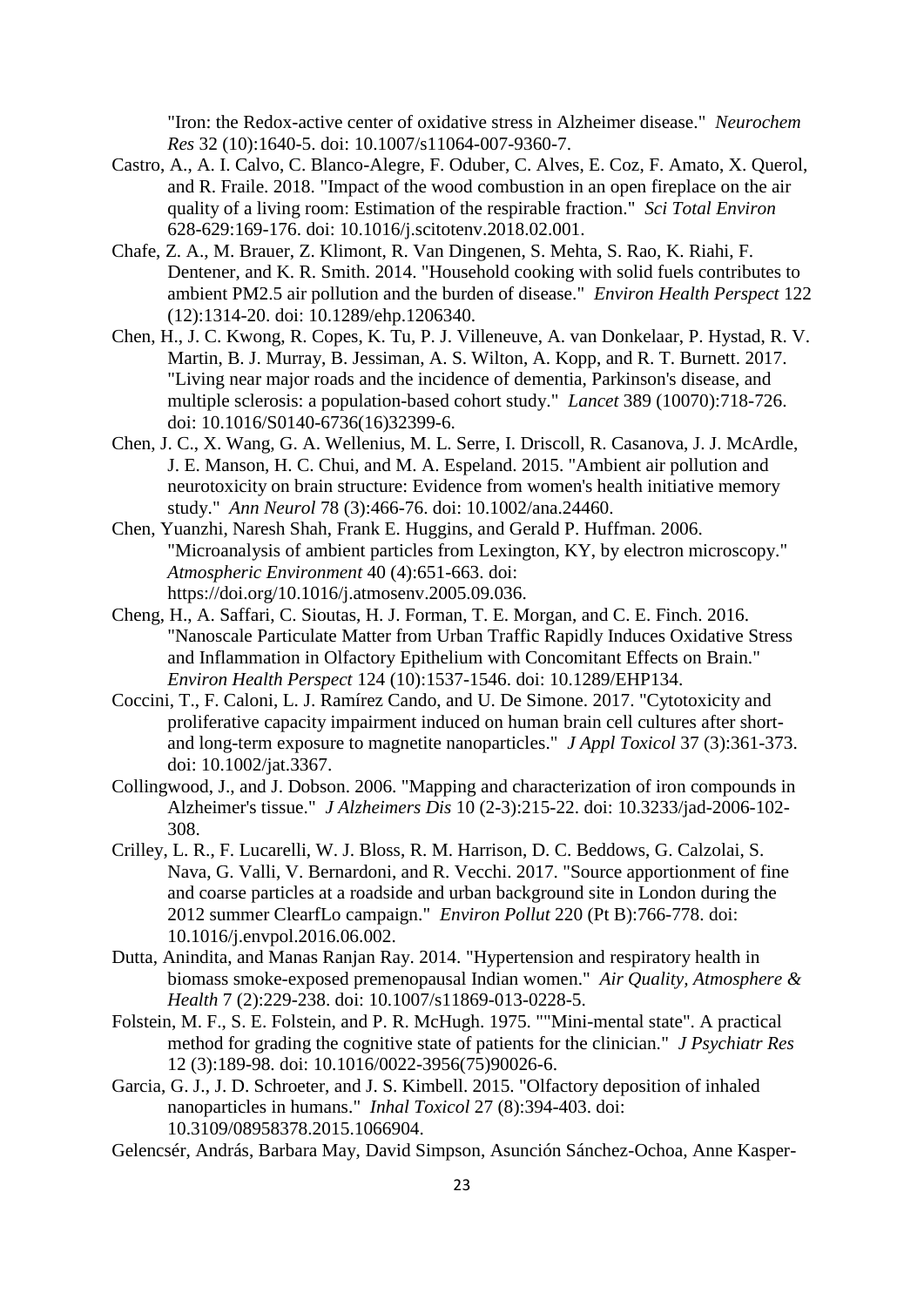"Iron: the Redox-active center of oxidative stress in Alzheimer disease." *Neurochem Res* 32 (10):1640-5. doi: 10.1007/s11064-007-9360-7.

Castro, A., A. I. Calvo, C. Blanco-Alegre, F. Oduber, C. Alves, E. Coz, F. Amato, X. Querol, and R. Fraile. 2018. "Impact of the wood combustion in an open fireplace on the air quality of a living room: Estimation of the respirable fraction." *Sci Total Environ* 628-629:169-176. doi: 10.1016/j.scitotenv.2018.02.001.

Chafe, Z. A., M. Brauer, Z. Klimont, R. Van Dingenen, S. Mehta, S. Rao, K. Riahi, F. Dentener, and K. R. Smith. 2014. "Household cooking with solid fuels contributes to ambient PM2.5 air pollution and the burden of disease." *Environ Health Perspect* 122 (12):1314-20. doi: 10.1289/ehp.1206340.

Chen, H., J. C. Kwong, R. Copes, K. Tu, P. J. Villeneuve, A. van Donkelaar, P. Hystad, R. V. Martin, B. J. Murray, B. Jessiman, A. S. Wilton, A. Kopp, and R. T. Burnett. 2017. "Living near major roads and the incidence of dementia, Parkinson's disease, and multiple sclerosis: a population-based cohort study." *Lancet* 389 (10070):718-726. doi: 10.1016/S0140-6736(16)32399-6.

Chen, J. C., X. Wang, G. A. Wellenius, M. L. Serre, I. Driscoll, R. Casanova, J. J. McArdle, J. E. Manson, H. C. Chui, and M. A. Espeland. 2015. "Ambient air pollution and neurotoxicity on brain structure: Evidence from women's health initiative memory study." *Ann Neurol* 78 (3):466-76. doi: 10.1002/ana.24460.

Chen, Yuanzhi, Naresh Shah, Frank E. Huggins, and Gerald P. Huffman. 2006. "Microanalysis of ambient particles from Lexington, KY, by electron microscopy." *Atmospheric Environment* 40 (4):651-663. doi: https://doi.org/10.1016/j.atmosenv.2005.09.036.

Cheng, H., A. Saffari, C. Sioutas, H. J. Forman, T. E. Morgan, and C. E. Finch. 2016. "Nanoscale Particulate Matter from Urban Traffic Rapidly Induces Oxidative Stress and Inflammation in Olfactory Epithelium with Concomitant Effects on Brain." *Environ Health Perspect* 124 (10):1537-1546. doi: 10.1289/EHP134.

Coccini, T., F. Caloni, L. J. Ramírez Cando, and U. De Simone. 2017. "Cytotoxicity and proliferative capacity impairment induced on human brain cell cultures after short- and long-term exposure to magnetite nanoparticles." *J Appl Toxicol* 37 (3):361-373. doi: 10.1002/jat.3367.

Collingwood, J., and J. Dobson. 2006. "Mapping and characterization of iron compounds in Alzheimer's tissue." *J Alzheimers Dis* 10 (2-3):215-22. doi: 10.3233/jad-2006-102-308.

Crilley, L. R., F. Lucarelli, W. J. Bloss, R. M. Harrison, D. C. Beddows, G. Calzolai, S. Nava, G. Valli, V. Bernardoni, and R. Vecchi. 2017. "Source apportionment of fine and coarse particles at a roadside and urban background site in London during the 2012 summer ClearfLo campaign." *Environ Pollut* 220 (Pt B):766-778. doi: 10.1016/j.envpol.2016.06.002.

Dutta, Anindita, and Manas Ranjan Ray. 2014. "Hypertension and respiratory health in biomass smoke-exposed premenopausal Indian women." *Air Quality, Atmosphere & Health* 7 (2):229-238. doi: 10.1007/s11869-013-0228-5.

Folstein, M. F., S. E. Folstein, and P. R. McHugh. 1975. ""Mini-mental state". A practical method for grading the cognitive state of patients for the clinician." *J Psychiatr Res* 12 (3):189-98. doi: 10.1016/0022-3956(75)90026-6.

Garcia, G. J., J. D. Schroeter, and J. S. Kimbell. 2015. "Olfactory deposition of inhaled nanoparticles in humans." *Inhal Toxicol* 27 (8):394-403. doi: 10.3109/08958378.2015.1066904.

Gelencsér, András, Barbara May, David Simpson, Asunción Sánchez-Ochoa, Anne Kasper-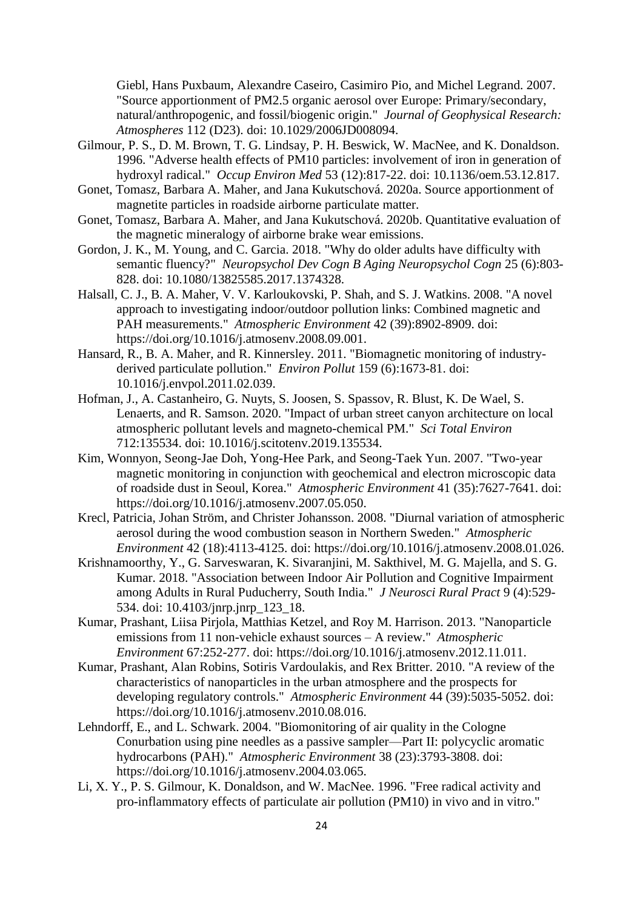Giebl, Hans Puxbaum, Alexandre Caseiro, Casimiro Pio, and Michel Legrand. 2007. "Source apportionment of PM2.5 organic aerosol over Europe: Primary/secondary, natural/anthropogenic, and fossil/biogenic origin." *Journal of Geophysical Research: Atmospheres* 112 (D23). doi: 10.1029/2006JD008094.

Gilmour, P. S., D. M. Brown, T. G. Lindsay, P. H. Beswick, W. MacNee, and K. Donaldson. 1996. "Adverse health effects of PM10 particles: involvement of iron in generation of hydroxyl radical." *Occup Environ Med* 53 (12):817-22. doi: 10.1136/oem.53.12.817.

Gonet, Tomasz, Barbara A. Maher, and Jana Kukutschová. 2020a. Source apportionment of magnetite particles in roadside airborne particulate matter.

Gonet, Tomasz, Barbara A. Maher, and Jana Kukutschová. 2020b. Quantitative evaluation of the magnetic mineralogy of airborne brake wear emissions.

Gordon, J. K., M. Young, and C. Garcia. 2018. "Why do older adults have difficulty with semantic fluency?" *Neuropsychol Dev Cogn B Aging Neuropsychol Cogn* 25 (6):803-828. doi: 10.1080/13825585.2017.1374328.

Halsall, C. J., B. A. Maher, V. V. Karloukovski, P. Shah, and S. J. Watkins. 2008. "A novel approach to investigating indoor/outdoor pollution links: Combined magnetic and PAH measurements." *Atmospheric Environment* 42 (39):8902-8909. doi: https://doi.org/10.1016/j.atmosenv.2008.09.001.

Hansard, R., B. A. Maher, and R. Kinnersley. 2011. "Biomagnetic monitoring of industry-derived particulate pollution." *Environ Pollut* 159 (6):1673-81. doi: 10.1016/j.envpol.2011.02.039.

Hofman, J., A. Castanheiro, G. Nuyts, S. Joosen, S. Spassov, R. Blust, K. De Wael, S. Lenaerts, and R. Samson. 2020. "Impact of urban street canyon architecture on local atmospheric pollutant levels and magneto-chemical PM." *Sci Total Environ* 712:135534. doi: 10.1016/j.scitotenv.2019.135534.

Kim, Wonnyon, Seong-Jae Doh, Yong-Hee Park, and Seong-Taek Yun. 2007. "Two-year magnetic monitoring in conjunction with geochemical and electron microscopic data of roadside dust in Seoul, Korea." *Atmospheric Environment* 41 (35):7627-7641. doi: https://doi.org/10.1016/j.atmosenv.2007.05.050.

Krecl, Patricia, Johan Ström, and Christer Johansson. 2008. "Diurnal variation of atmospheric aerosol during the wood combustion season in Northern Sweden." *Atmospheric Environment* 42 (18):4113-4125. doi: https://doi.org/10.1016/j.atmosenv.2008.01.026.

Krishnamoorthy, Y., G. Sarveswaran, K. Sivaranjini, M. Sakthivel, M. G. Majella, and S. G. Kumar. 2018. "Association between Indoor Air Pollution and Cognitive Impairment among Adults in Rural Puducherry, South India." *J Neurosci Rural Pract* 9 (4):529-534. doi: 10.4103/jnrp.jnrp_123_18.

Kumar, Prashant, Liisa Pirjola, Matthias Ketzel, and Roy M. Harrison. 2013. "Nanoparticle emissions from 11 non-vehicle exhaust sources – A review." *Atmospheric Environment* 67:252-277. doi: https://doi.org/10.1016/j.atmosenv.2012.11.011.

Kumar, Prashant, Alan Robins, Sotiris Vardoulakis, and Rex Britter. 2010. "A review of the characteristics of nanoparticles in the urban atmosphere and the prospects for developing regulatory controls." *Atmospheric Environment* 44 (39):5035-5052. doi: https://doi.org/10.1016/j.atmosenv.2010.08.016.

Lehndorff, E., and L. Schwark. 2004. "Biomonitoring of air quality in the Cologne Conurbation using pine needles as a passive sampler—Part II: polycyclic aromatic hydrocarbons (PAH)." *Atmospheric Environment* 38 (23):3793-3808. doi: https://doi.org/10.1016/j.atmosenv.2004.03.065.

Li, X. Y., P. S. Gilmour, K. Donaldson, and W. MacNee. 1996. "Free radical activity and pro-inflammatory effects of particulate air pollution (PM10) in vivo and in vitro."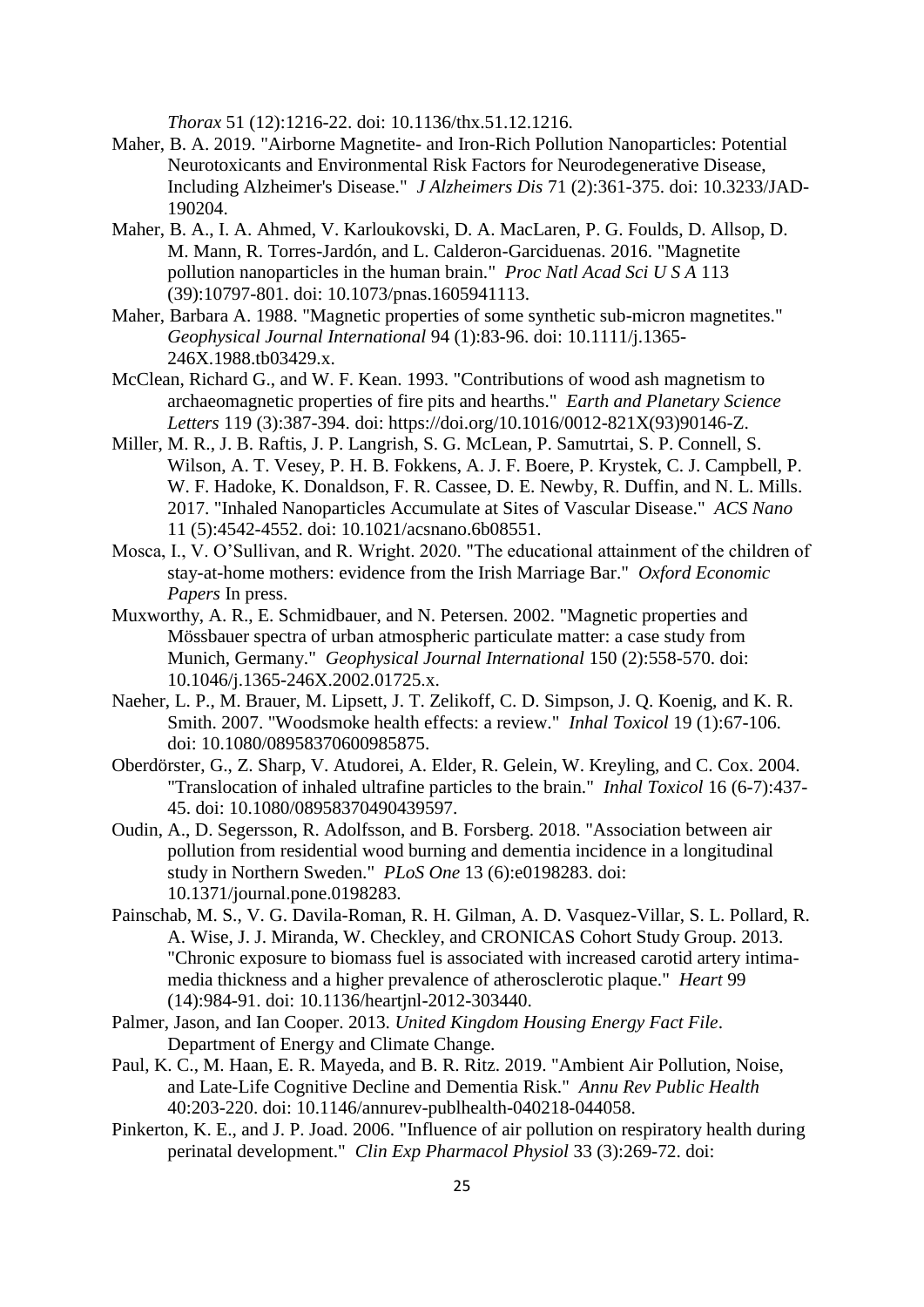*Thorax* 51 (12):1216-22. doi: 10.1136/thx.51.12.1216.

Maher, B. A. 2019. "Airborne Magnetite- and Iron-Rich Pollution Nanoparticles: Potential Neurotoxicants and Environmental Risk Factors for Neurodegenerative Disease, Including Alzheimer's Disease." *J Alzheimers Dis* 71 (2):361-375. doi: 10.3233/JAD-190204.

Maher, B. A., I. A. Ahmed, V. Karloukovski, D. A. MacLaren, P. G. Foulds, D. Allsop, D. M. Mann, R. Torres-Jardón, and L. Calderon-Garciduenas. 2016. "Magnetite pollution nanoparticles in the human brain." *Proc Natl Acad Sci U S A* 113 (39):10797-801. doi: 10.1073/pnas.1605941113.

Maher, Barbara A. 1988. "Magnetic properties of some synthetic sub-micron magnetites." *Geophysical Journal International* 94 (1):83-96. doi: 10.1111/j.1365-246X.1988.tb03429.x.

McClean, Richard G., and W. F. Kean. 1993. "Contributions of wood ash magnetism to archaeomagnetic properties of fire pits and hearths." *Earth and Planetary Science Letters* 119 (3):387-394. doi: https://doi.org/10.1016/0012-821X(93)90146-Z.

Miller, M. R., J. B. Raftis, J. P. Langrish, S. G. McLean, P. Samutrtai, S. P. Connell, S. Wilson, A. T. Vesey, P. H. B. Fokkens, A. J. F. Boere, P. Krystek, C. J. Campbell, P. W. F. Hadoke, K. Donaldson, F. R. Cassee, D. E. Newby, R. Duffin, and N. L. Mills. 2017. "Inhaled Nanoparticles Accumulate at Sites of Vascular Disease." *ACS Nano* 11 (5):4542-4552. doi: 10.1021/acsnano.6b08551.

Mosca, I., V. O'Sullivan, and R. Wright. 2020. "The educational attainment of the children of stay-at-home mothers: evidence from the Irish Marriage Bar." *Oxford Economic Papers* In press.

Muxworthy, A. R., E. Schmidbauer, and N. Petersen. 2002. "Magnetic properties and Mössbauer spectra of urban atmospheric particulate matter: a case study from Munich, Germany." *Geophysical Journal International* 150 (2):558-570. doi: 10.1046/j.1365-246X.2002.01725.x.

Naeher, L. P., M. Brauer, M. Lipsett, J. T. Zelikoff, C. D. Simpson, J. Q. Koenig, and K. R. Smith. 2007. "Woodsmoke health effects: a review." *Inhal Toxicol* 19 (1):67-106. doi: 10.1080/08958370600985875.

Oberdörster, G., Z. Sharp, V. Atudorei, A. Elder, R. Gelein, W. Kreyling, and C. Cox. 2004. "Translocation of inhaled ultrafine particles to the brain." *Inhal Toxicol* 16 (6-7):437-45. doi: 10.1080/08958370490439597.

Oudin, A., D. Segersson, R. Adolfsson, and B. Forsberg. 2018. "Association between air pollution from residential wood burning and dementia incidence in a longitudinal study in Northern Sweden." *PLoS One* 13 (6):e0198283. doi: 10.1371/journal.pone.0198283.

Painschab, M. S., V. G. Davila-Roman, R. H. Gilman, A. D. Vasquez-Villar, S. L. Pollard, R. A. Wise, J. J. Miranda, W. Checkley, and CRONICAS Cohort Study Group. 2013. "Chronic exposure to biomass fuel is associated with increased carotid artery intima-media thickness and a higher prevalence of atherosclerotic plaque." *Heart* 99 (14):984-91. doi: 10.1136/heartjnl-2012-303440.

Palmer, Jason, and Ian Cooper. 2013. *United Kingdom Housing Energy Fact File*. Department of Energy and Climate Change.

Paul, K. C., M. Haan, E. R. Mayeda, and B. R. Ritz. 2019. "Ambient Air Pollution, Noise, and Late-Life Cognitive Decline and Dementia Risk." *Annu Rev Public Health* 40:203-220. doi: 10.1146/annurev-publhealth-040218-044058.

Pinkerton, K. E., and J. P. Joad. 2006. "Influence of air pollution on respiratory health during perinatal development." *Clin Exp Pharmacol Physiol* 33 (3):269-72. doi: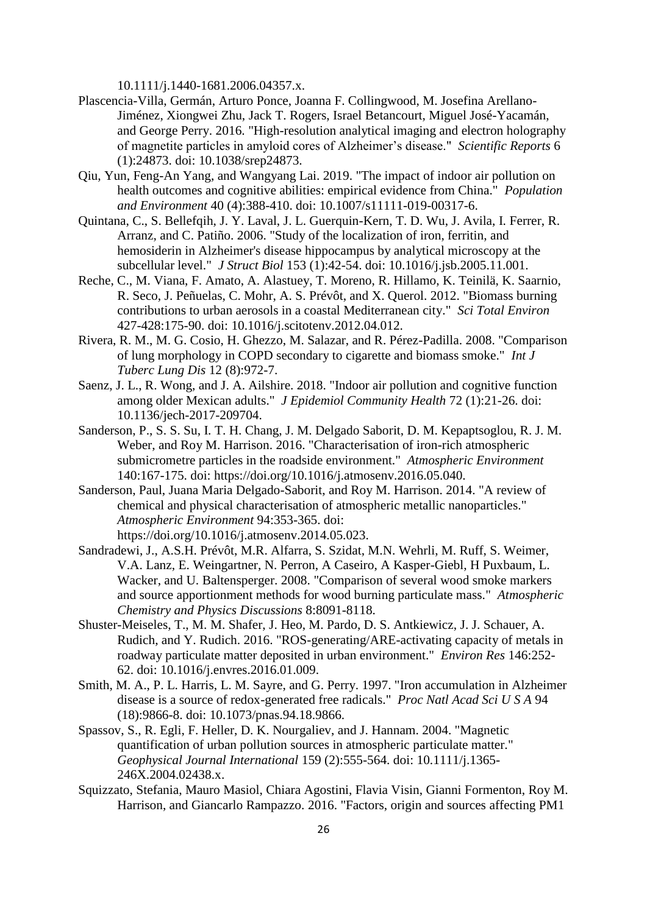10.1111/j.1440-1681.2006.04357.x.

Plascencia-Villa, Germán, Arturo Ponce, Joanna F. Collingwood, M. Josefina Arellano-Jiménez, Xiongwei Zhu, Jack T. Rogers, Israel Betancourt, Miguel José-Yacamán, and George Perry. 2016. "High-resolution analytical imaging and electron holography of magnetite particles in amyloid cores of Alzheimer's disease." *Scientific Reports* 6 (1):24873. doi: 10.1038/srep24873.

Qiu, Yun, Feng-An Yang, and Wangyang Lai. 2019. "The impact of indoor air pollution on health outcomes and cognitive abilities: empirical evidence from China." *Population and Environment* 40 (4):388-410. doi: 10.1007/s11111-019-00317-6.

Quintana, C., S. Bellefqih, J. Y. Laval, J. L. Guerquin-Kern, T. D. Wu, J. Avila, I. Ferrer, R. Arranz, and C. Patiño. 2006. "Study of the localization of iron, ferritin, and hemosiderin in Alzheimer's disease hippocampus by analytical microscopy at the subcellular level." *J Struct Biol* 153 (1):42-54. doi: 10.1016/j.jsb.2005.11.001.

Reche, C., M. Viana, F. Amato, A. Alastuey, T. Moreno, R. Hillamo, K. Teinilä, K. Saarnio, R. Seco, J. Peñuelas, C. Mohr, A. S. Prévôt, and X. Querol. 2012. "Biomass burning contributions to urban aerosols in a coastal Mediterranean city." *Sci Total Environ* 427-428:175-90. doi: 10.1016/j.scitotenv.2012.04.012.

Rivera, R. M., M. G. Cosio, H. Ghezzo, M. Salazar, and R. Pérez-Padilla. 2008. "Comparison of lung morphology in COPD secondary to cigarette and biomass smoke." *Int J Tuberc Lung Dis* 12 (8):972-7.

Saenz, J. L., R. Wong, and J. A. Ailshire. 2018. "Indoor air pollution and cognitive function among older Mexican adults." *J Epidemiol Community Health* 72 (1):21-26. doi: 10.1136/jech-2017-209704.

Sanderson, P., S. S. Su, I. T. H. Chang, J. M. Delgado Saborit, D. M. Kepaptsoglou, R. J. M. Weber, and Roy M. Harrison. 2016. "Characterisation of iron-rich atmospheric submicrometre particles in the roadside environment." *Atmospheric Environment* 140:167-175. doi: https://doi.org/10.1016/j.atmosenv.2016.05.040.

Sanderson, Paul, Juana Maria Delgado-Saborit, and Roy M. Harrison. 2014. "A review of chemical and physical characterisation of atmospheric metallic nanoparticles." *Atmospheric Environment* 94:353-365. doi: https://doi.org/10.1016/j.atmosenv.2014.05.023.

Sandradewi, J., A.S.H. Prévôt, M.R. Alfarra, S. Szidat, M.N. Wehrli, M. Ruff, S. Weimer, V.A. Lanz, E. Weingartner, N. Perron, A Caseiro, A Kasper-Giebl, H Puxbaum, L. Wacker, and U. Baltensperger. 2008. "Comparison of several wood smoke markers and source apportionment methods for wood burning particulate mass." *Atmospheric Chemistry and Physics Discussions* 8:8091-8118.

Shuster-Meiseles, T., M. M. Shafer, J. Heo, M. Pardo, D. S. Antkiewicz, J. J. Schauer, A. Rudich, and Y. Rudich. 2016. "ROS-generating/ARE-activating capacity of metals in roadway particulate matter deposited in urban environment." *Environ Res* 146:252-62. doi: 10.1016/j.envres.2016.01.009.

Smith, M. A., P. L. Harris, L. M. Sayre, and G. Perry. 1997. "Iron accumulation in Alzheimer disease is a source of redox-generated free radicals." *Proc Natl Acad Sci U S A* 94 (18):9866-8. doi: 10.1073/pnas.94.18.9866.

Spassov, S., R. Egli, F. Heller, D. K. Nourgaliev, and J. Hannam. 2004. "Magnetic quantification of urban pollution sources in atmospheric particulate matter." *Geophysical Journal International* 159 (2):555-564. doi: 10.1111/j.1365-246X.2004.02438.x.

Squizzato, Stefania, Mauro Masiol, Chiara Agostini, Flavia Visin, Gianni Formenton, Roy M. Harrison, and Giancarlo Rampazzo. 2016. "Factors, origin and sources affecting PM1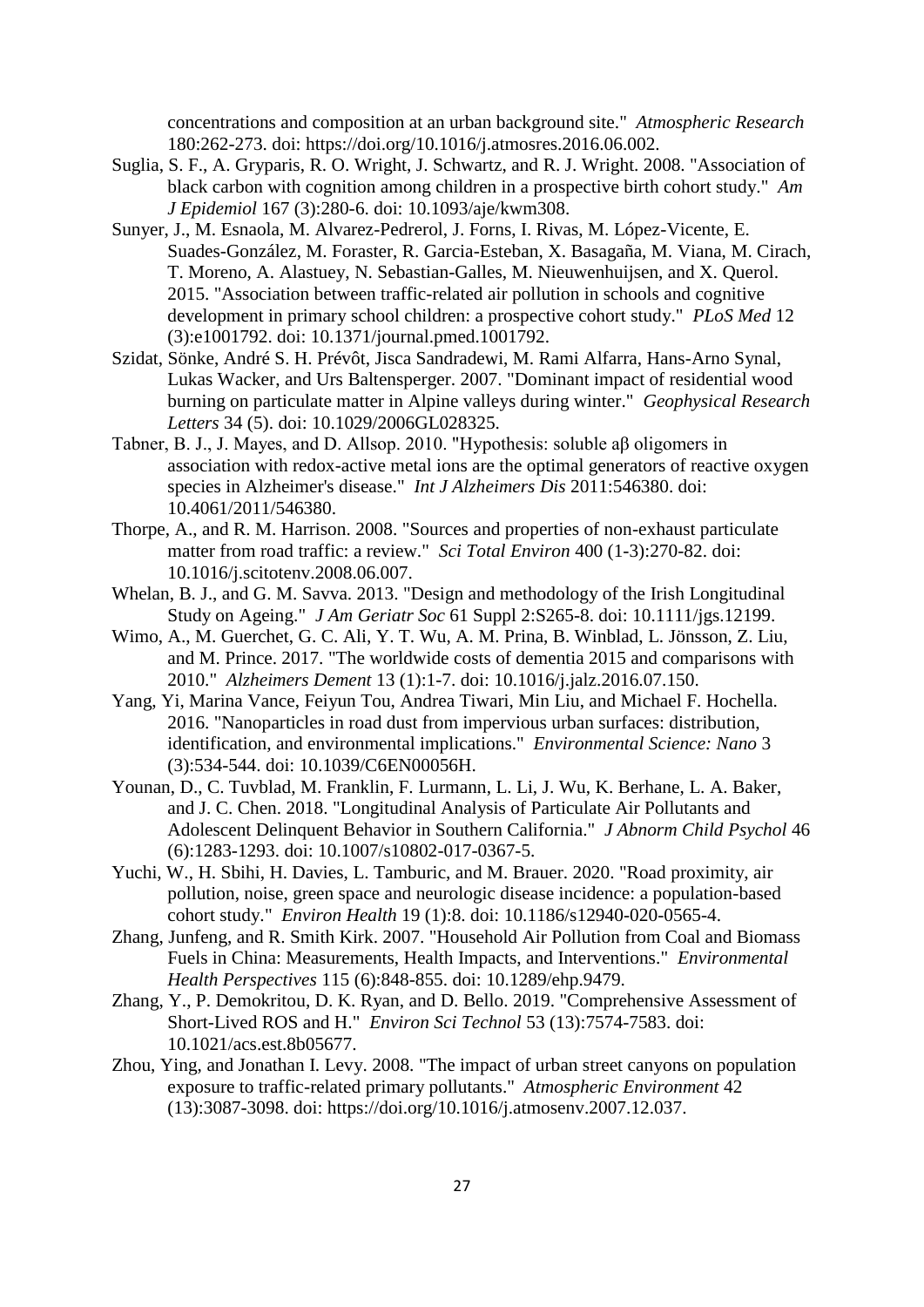concentrations and composition at an urban background site." *Atmospheric Research* 180:262-273. doi: https://doi.org/10.1016/j.atmosres.2016.06.002.

Suglia, S. F., A. Gryparis, R. O. Wright, J. Schwartz, and R. J. Wright. 2008. "Association of black carbon with cognition among children in a prospective birth cohort study." *Am J Epidemiol* 167 (3):280-6. doi: 10.1093/aje/kwm308.

Sunyer, J., M. Esnaola, M. Alvarez-Pedrerol, J. Forns, I. Rivas, M. López-Vicente, E. Suades-González, M. Foraster, R. Garcia-Esteban, X. Basagaña, M. Viana, M. Cirach, T. Moreno, A. Alastuey, N. Sebastian-Galles, M. Nieuwenhuijsen, and X. Querol. 2015. "Association between traffic-related air pollution in schools and cognitive development in primary school children: a prospective cohort study." *PLoS Med* 12 (3):e1001792. doi: 10.1371/journal.pmed.1001792.

Szidat, Sönke, André S. H. Prévôt, Jisca Sandradewi, M. Rami Alfarra, Hans-Arno Synal, Lukas Wacker, and Urs Baltensperger. 2007. "Dominant impact of residential wood burning on particulate matter in Alpine valleys during winter." *Geophysical Research Letters* 34 (5). doi: 10.1029/2006GL028325.

Tabner, B. J., J. Mayes, and D. Allsop. 2010. "Hypothesis: soluble aβ oligomers in association with redox-active metal ions are the optimal generators of reactive oxygen species in Alzheimer's disease." *Int J Alzheimers Dis* 2011:546380. doi: 10.4061/2011/546380.

Thorpe, A., and R. M. Harrison. 2008. "Sources and properties of non-exhaust particulate matter from road traffic: a review." *Sci Total Environ* 400 (1-3):270-82. doi: 10.1016/j.scitotenv.2008.06.007.

Whelan, B. J., and G. M. Savva. 2013. "Design and methodology of the Irish Longitudinal Study on Ageing." *J Am Geriatr Soc* 61 Suppl 2:S265-8. doi: 10.1111/jgs.12199.

Wimo, A., M. Guerchet, G. C. Ali, Y. T. Wu, A. M. Prina, B. Winblad, L. Jönsson, Z. Liu, and M. Prince. 2017. "The worldwide costs of dementia 2015 and comparisons with 2010." *Alzheimers Dement* 13 (1):1-7. doi: 10.1016/j.jalz.2016.07.150.

Yang, Yi, Marina Vance, Feiyun Tou, Andrea Tiwari, Min Liu, and Michael F. Hochella. 2016. "Nanoparticles in road dust from impervious urban surfaces: distribution, identification, and environmental implications." *Environmental Science: Nano* 3 (3):534-544. doi: 10.1039/C6EN00056H.

Younan, D., C. Tuvblad, M. Franklin, F. Lurmann, L. Li, J. Wu, K. Berhane, L. A. Baker, and J. C. Chen. 2018. "Longitudinal Analysis of Particulate Air Pollutants and Adolescent Delinquent Behavior in Southern California." *J Abnorm Child Psychol* 46 (6):1283-1293. doi: 10.1007/s10802-017-0367-5.

Yuchi, W., H. Sbihi, H. Davies, L. Tamburic, and M. Brauer. 2020. "Road proximity, air pollution, noise, green space and neurologic disease incidence: a population-based cohort study." *Environ Health* 19 (1):8. doi: 10.1186/s12940-020-0565-4.

Zhang, Junfeng, and R. Smith Kirk. 2007. "Household Air Pollution from Coal and Biomass Fuels in China: Measurements, Health Impacts, and Interventions." *Environmental Health Perspectives* 115 (6):848-855. doi: 10.1289/ehp.9479.

Zhang, Y., P. Demokritou, D. K. Ryan, and D. Bello. 2019. "Comprehensive Assessment of Short-Lived ROS and H." *Environ Sci Technol* 53 (13):7574-7583. doi: 10.1021/acs.est.8b05677.

Zhou, Ying, and Jonathan I. Levy. 2008. "The impact of urban street canyons on population exposure to traffic-related primary pollutants." *Atmospheric Environment* 42 (13):3087-3098. doi: https://doi.org/10.1016/j.atmosenv.2007.12.037.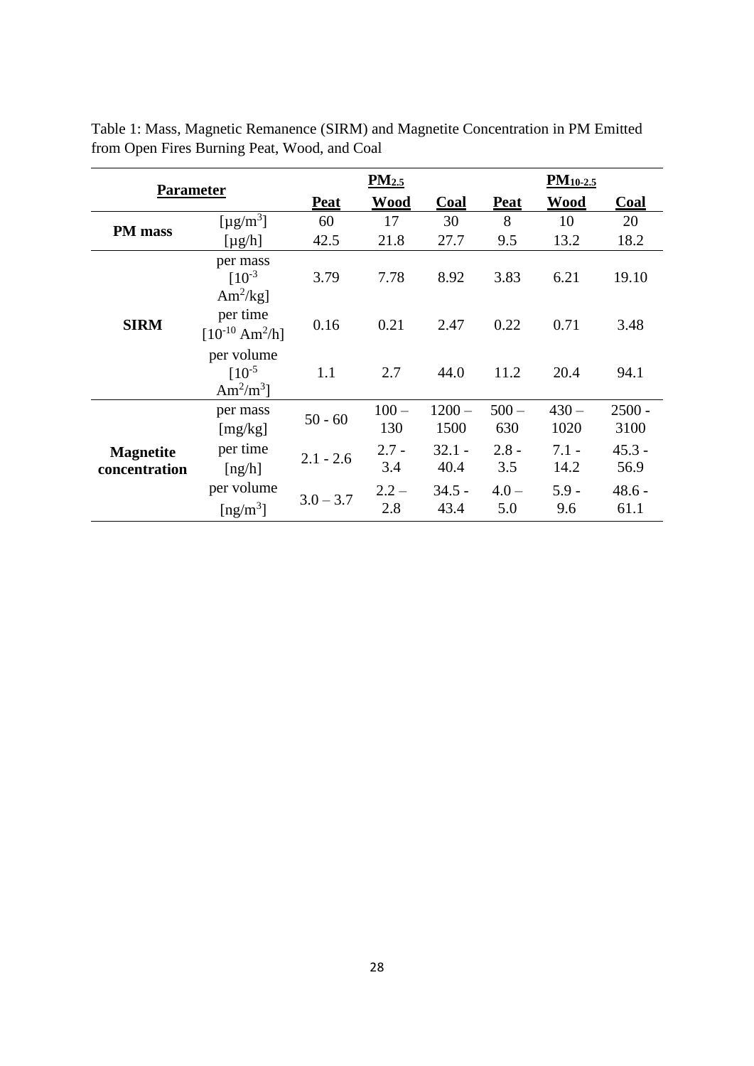Table 1: Mass, Magnetic Remanence (SIRM) and Magnetite Concentration in PM Emitted from Open Fires Burning Peat, Wood, and Coal

| **Parameter** | | **$PM_{2.5}$** | | | **$PM_{10-2.5}$** | | |
|---|---|---|---|---|---|---|---|
| | | **Peat** | **Wood** | **Coal** | **Peat** | **Wood** | **Coal** |
| **PM mass** | [$\mu g/m^3$] | 60 | 17 | 30 | 8 | 10 | 20 |
| | [$\mu g/h$] | 42.5 | 21.8 | 27.7 | 9.5 | 13.2 | 18.2 |
| **SIRM** | per mass [$10^{-3}$ $Am^2/kg$] | 3.79 | 7.78 | 8.92 | 3.83 | 6.21 | 19.10 |
| | per time [$10^{-10}$ $Am^2/h$] | 0.16 | 0.21 | 2.47 | 0.22 | 0.71 | 3.48 |
| | per volume [$10^{-5}$ $Am^2/m^3$] | 1.1 | 2.7 | 44.0 | 11.2 | 20.4 | 94.1 |
| **Magnetite concentration** | per mass [mg/kg] | 50 - 60 | 100 – 130 | 1200 – 1500 | 500 – 630 | 430 – 1020 | 2500 - 3100 |
| | per time [ng/h] | 2.1 - 2.6 | 2.7 - 3.4 | 32.1 - 40.4 | 2.8 - 3.5 | 7.1 - 14.2 | 45.3 - 56.9 |
| | per volume [$ng/m^3$] | 3.0 – 3.7 | 2.2 – 2.8 | 34.5 - 43.4 | 4.0 – 5.0 | 5.9 - 9.6 | 48.6 - 61.1 |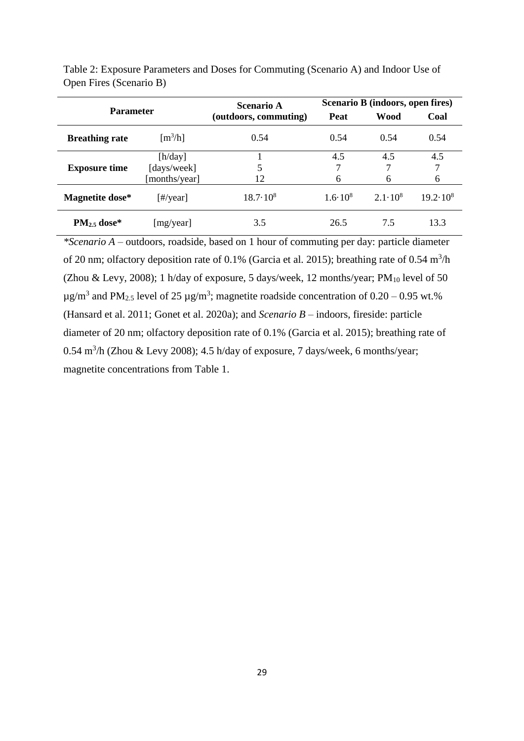Table 2: Exposure Parameters and Doses for Commuting (Scenario A) and Indoor Use of Open Fires (Scenario B)

| Parameter | | Scenario A (outdoors, commuting) | Scenario B (indoors, open fires) | | |
|---|---|---|---|---|---|
| | | | Peat | Wood | Coal |
| **Breathing rate** | [$m^3$/h] | 0.54 | 0.54 | 0.54 | 0.54 |
| **Exposure time** | [h/day]<br>[days/week]<br>[months/year] | 1<br>5<br>12 | 4.5<br>7<br>6 | 4.5<br>7<br>6 | 4.5<br>7<br>6 |
| **Magnetite dose*** | [#/year] | $18.7 \cdot 10^8$ | $1.6 \cdot 10^8$ | $2.1 \cdot 10^8$ | $19.2 \cdot 10^8$ |
| **$PM_{2.5}$ dose*** | [mg/year] | 3.5 | 26.5 | 7.5 | 13.3 |

**Scenario A* – outdoors, roadside, based on 1 hour of commuting per day: particle diameter of 20 nm; olfactory deposition rate of 0.1% (Garcia et al. 2015); breathing rate of 0.54 $m^3$/h (Zhou & Levy, 2008); 1 h/day of exposure, 5 days/week, 12 months/year; $PM_{10}$ level of 50 µg/$m^3$ and $PM_{2.5}$ level of 25 µg/$m^3$; magnetite roadside concentration of 0.20 – 0.95 wt.% (Hansard et al. 2011; Gonet et al. 2020a); and *Scenario B* – indoors, fireside: particle diameter of 20 nm; olfactory deposition rate of 0.1% (Garcia et al. 2015); breathing rate of 0.54 $m^3$/h (Zhou & Levy 2008); 4.5 h/day of exposure, 7 days/week, 6 months/year; magnetite concentrations from Table 1.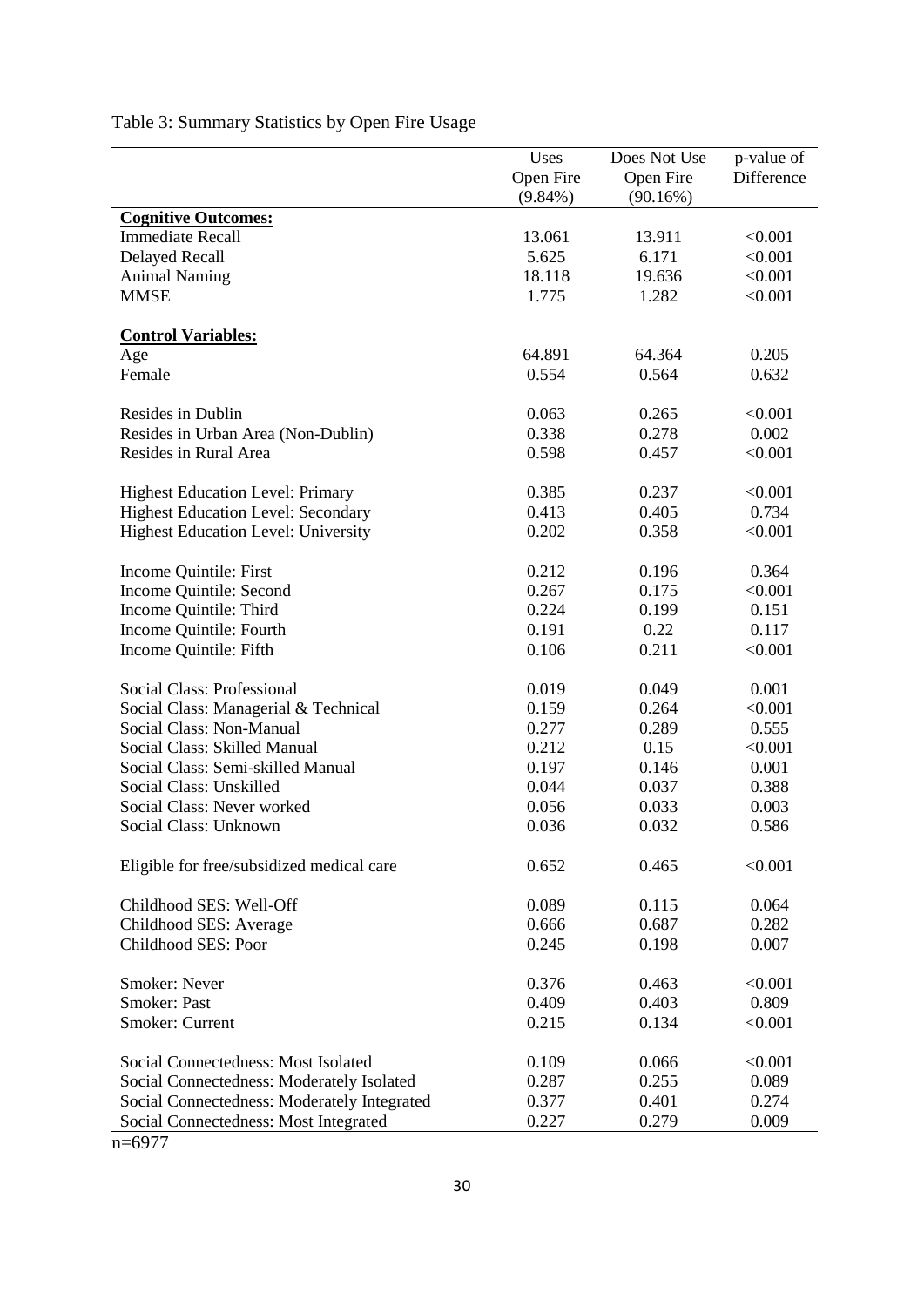Table 3: Summary Statistics by Open Fire Usage

| | Uses Open Fire (9.84%) | Does Not Use Open Fire (90.16%) | p-value of Difference |
|---|---|---|---|
| **Cognitive Outcomes:** | | | |
| Immediate Recall | 13.061 | 13.911 | <0.001 |
| Delayed Recall | 5.625 | 6.171 | <0.001 |
| Animal Naming | 18.118 | 19.636 | <0.001 |
| MMSE | 1.775 | 1.282 | <0.001 |
| **Control Variables:** | | | |
| Age | 64.891 | 64.364 | 0.205 |
| Female | 0.554 | 0.564 | 0.632 |
| Resides in Dublin | 0.063 | 0.265 | <0.001 |
| Resides in Urban Area (Non-Dublin) | 0.338 | 0.278 | 0.002 |
| Resides in Rural Area | 0.598 | 0.457 | <0.001 |
| Highest Education Level: Primary | 0.385 | 0.237 | <0.001 |
| Highest Education Level: Secondary | 0.413 | 0.405 | 0.734 |
| Highest Education Level: University | 0.202 | 0.358 | <0.001 |
| Income Quintile: First | 0.212 | 0.196 | 0.364 |
| Income Quintile: Second | 0.267 | 0.175 | <0.001 |
| Income Quintile: Third | 0.224 | 0.199 | 0.151 |
| Income Quintile: Fourth | 0.191 | 0.22 | 0.117 |
| Income Quintile: Fifth | 0.106 | 0.211 | <0.001 |
| Social Class: Professional | 0.019 | 0.049 | 0.001 |
| Social Class: Managerial & Technical | 0.159 | 0.264 | <0.001 |
| Social Class: Non-Manual | 0.277 | 0.289 | 0.555 |
| Social Class: Skilled Manual | 0.212 | 0.15 | <0.001 |
| Social Class: Semi-skilled Manual | 0.197 | 0.146 | 0.001 |
| Social Class: Unskilled | 0.044 | 0.037 | 0.388 |
| Social Class: Never worked | 0.056 | 0.033 | 0.003 |
| Social Class: Unknown | 0.036 | 0.032 | 0.586 |
| Eligible for free/subsidized medical care | 0.652 | 0.465 | <0.001 |
| Childhood SES: Well-Off | 0.089 | 0.115 | 0.064 |
| Childhood SES: Average | 0.666 | 0.687 | 0.282 |
| Childhood SES: Poor | 0.245 | 0.198 | 0.007 |
| Smoker: Never | 0.376 | 0.463 | <0.001 |
| Smoker: Past | 0.409 | 0.403 | 0.809 |
| Smoker: Current | 0.215 | 0.134 | <0.001 |
| Social Connectedness: Most Isolated | 0.109 | 0.066 | <0.001 |
| Social Connectedness: Moderately Isolated | 0.287 | 0.255 | 0.089 |
| Social Connectedness: Moderately Integrated | 0.377 | 0.401 | 0.274 |
| Social Connectedness: Most Integrated | 0.227 | 0.279 | 0.009 |

n=6977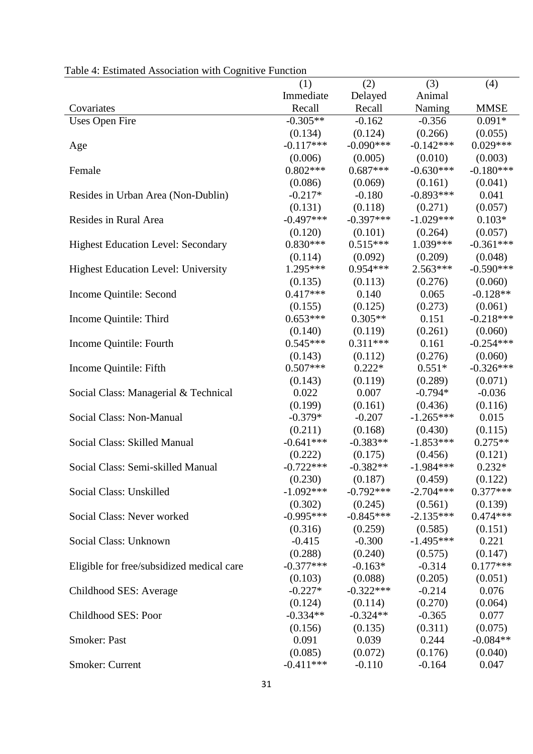Table 4: Estimated Association with Cognitive Function

| Covariates | (1) Immediate Recall | (2) Delayed Recall | (3) Animal Naming | (4) MMSE |
|---|---|---|---|---|
| Uses Open Fire | -0.305** | -0.162 | -0.356 | 0.091* |
| | (0.134) | (0.124) | (0.266) | (0.055) |
| Age | -0.117*** | -0.090*** | -0.142*** | 0.029*** |
| | (0.006) | (0.005) | (0.010) | (0.003) |
| Female | 0.802*** | 0.687*** | -0.630*** | -0.180*** |
| | (0.086) | (0.069) | (0.161) | (0.041) |
| Resides in Urban Area (Non-Dublin) | -0.217* | -0.180 | -0.893*** | 0.041 |
| | (0.131) | (0.118) | (0.271) | (0.057) |
| Resides in Rural Area | -0.497*** | -0.397*** | -1.029*** | 0.103* |
| | (0.120) | (0.101) | (0.264) | (0.057) |
| Highest Education Level: Secondary | 0.830*** | 0.515*** | 1.039*** | -0.361*** |
| | (0.114) | (0.092) | (0.209) | (0.048) |
| Highest Education Level: University | 1.295*** | 0.954*** | 2.563*** | -0.590*** |
| | (0.135) | (0.113) | (0.276) | (0.060) |
| Income Quintile: Second | 0.417*** | 0.140 | 0.065 | -0.128** |
| | (0.155) | (0.125) | (0.273) | (0.061) |
| Income Quintile: Third | 0.653*** | 0.305** | 0.151 | -0.218*** |
| | (0.140) | (0.119) | (0.261) | (0.060) |
| Income Quintile: Fourth | 0.545*** | 0.311*** | 0.161 | -0.254*** |
| | (0.143) | (0.112) | (0.276) | (0.060) |
| Income Quintile: Fifth | 0.507*** | 0.222* | 0.551* | -0.326*** |
| | (0.143) | (0.119) | (0.289) | (0.071) |
| Social Class: Managerial & Technical | 0.022 | 0.007 | -0.794* | -0.036 |
| | (0.199) | (0.161) | (0.436) | (0.116) |
| Social Class: Non-Manual | -0.379* | -0.207 | -1.265*** | 0.015 |
| | (0.211) | (0.168) | (0.430) | (0.115) |
| Social Class: Skilled Manual | -0.641*** | -0.383** | -1.853*** | 0.275** |
| | (0.222) | (0.175) | (0.456) | (0.121) |
| Social Class: Semi-skilled Manual | -0.722*** | -0.382** | -1.984*** | 0.232* |
| | (0.230) | (0.187) | (0.459) | (0.122) |
| Social Class: Unskilled | -1.092*** | -0.792*** | -2.704*** | 0.377*** |
| | (0.302) | (0.245) | (0.561) | (0.139) |
| Social Class: Never worked | -0.995*** | -0.845*** | -2.135*** | 0.474*** |
| | (0.316) | (0.259) | (0.585) | (0.151) |
| Social Class: Unknown | -0.415 | -0.300 | -1.495*** | 0.221 |
| | (0.288) | (0.240) | (0.575) | (0.147) |
| Eligible for free/subsidized medical care | -0.377*** | -0.163* | -0.314 | 0.177*** |
| | (0.103) | (0.088) | (0.205) | (0.051) |
| Childhood SES: Average | -0.227* | -0.322*** | -0.214 | 0.076 |
| | (0.124) | (0.114) | (0.270) | (0.064) |
| Childhood SES: Poor | -0.334** | -0.324** | -0.365 | 0.077 |
| | (0.156) | (0.135) | (0.311) | (0.075) |
| Smoker: Past | 0.091 | 0.039 | 0.244 | -0.084** |
| | (0.085) | (0.072) | (0.176) | (0.040) |
| Smoker: Current | -0.411*** | -0.110 | -0.164 | 0.047 |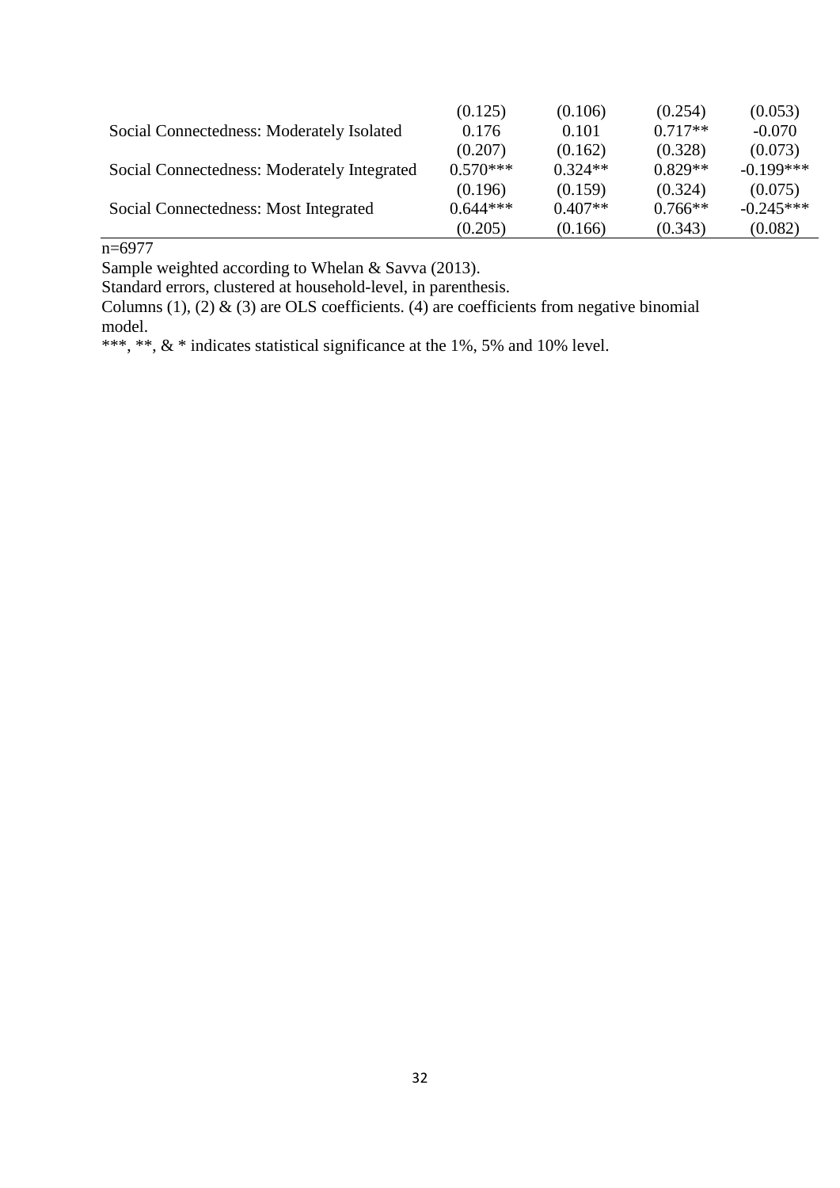| | | | | |
|---|---|---|---|---|
| | (0.125) | (0.106) | (0.254) | (0.053) |
| Social Connectedness: Moderately Isolated | 0.176 | 0.101 | 0.717** | -0.070 |
| | (0.207) | (0.162) | (0.328) | (0.073) |
| Social Connectedness: Moderately Integrated | 0.570*** | 0.324** | 0.829** | -0.199*** |
| | (0.196) | (0.159) | (0.324) | (0.075) |
| Social Connectedness: Most Integrated | 0.644*** | 0.407** | 0.766** | -0.245*** |
| | (0.205) | (0.166) | (0.343) | (0.082) |

n=6977

Sample weighted according to Whelan & Savva (2013).

Standard errors, clustered at household-level, in parenthesis.

Columns (1), (2) & (3) are OLS coefficients. (4) are coefficients from negative binomial model.

***, **, & * indicates statistical significance at the 1%, 5% and 10% level.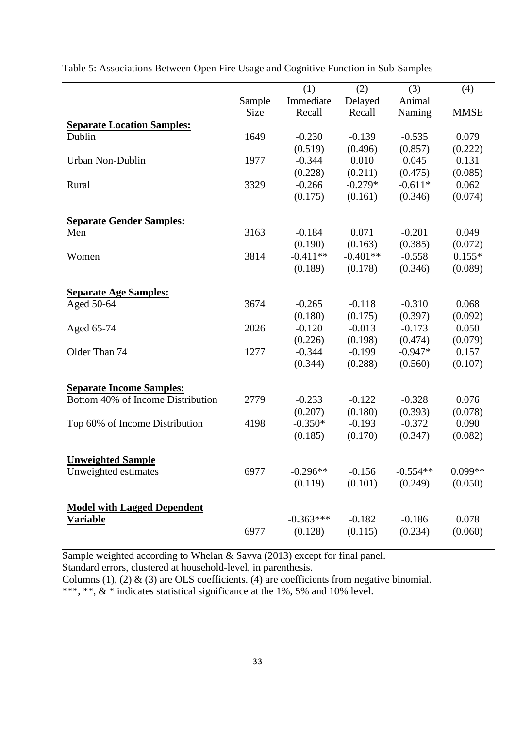Table 5: Associations Between Open Fire Usage and Cognitive Function in Sub-Samples

| | Sample Size | (1) Immediate Recall | (2) Delayed Recall | (3) Animal Naming | (4) MMSE |
|---|---|---|---|---|---|
| **Separate Location Samples:** | | | | | |
| Dublin | 1649 | -0.230 | -0.139 | -0.535 | 0.079 |
| | | (0.519) | (0.496) | (0.857) | (0.222) |
| Urban Non-Dublin | 1977 | -0.344 | 0.010 | 0.045 | 0.131 |
| | | (0.228) | (0.211) | (0.475) | (0.085) |
| Rural | 3329 | -0.266 | -0.279* | -0.611* | 0.062 |
| | | (0.175) | (0.161) | (0.346) | (0.074) |
| **Separate Gender Samples:** | | | | | |
| Men | 3163 | -0.184 | 0.071 | -0.201 | 0.049 |
| | | (0.190) | (0.163) | (0.385) | (0.072) |
| Women | 3814 | -0.411** | -0.401** | -0.558 | 0.155* |
| | | (0.189) | (0.178) | (0.346) | (0.089) |
| **Separate Age Samples:** | | | | | |
| Aged 50-64 | 3674 | -0.265 | -0.118 | -0.310 | 0.068 |
| | | (0.180) | (0.175) | (0.397) | (0.092) |
| Aged 65-74 | 2026 | -0.120 | -0.013 | -0.173 | 0.050 |
| | | (0.226) | (0.198) | (0.474) | (0.079) |
| Older Than 74 | 1277 | -0.344 | -0.199 | -0.947* | 0.157 |
| | | (0.344) | (0.288) | (0.560) | (0.107) |
| **Separate Income Samples:** | | | | | |
| Bottom 40% of Income Distribution | 2779 | -0.233 | -0.122 | -0.328 | 0.076 |
| | | (0.207) | (0.180) | (0.393) | (0.078) |
| Top 60% of Income Distribution | 4198 | -0.350* | -0.193 | -0.372 | 0.090 |
| | | (0.185) | (0.170) | (0.347) | (0.082) |
| **Unweighted Sample** | | | | | |
| Unweighted estimates | 6977 | -0.296** | -0.156 | -0.554** | 0.099** |
| | | (0.119) | (0.101) | (0.249) | (0.050) |
| **Model with Lagged Dependent Variable** | | -0.363*** | -0.182 | -0.186 | 0.078 |
| | 6977 | (0.128) | (0.115) | (0.234) | (0.060) |

Sample weighted according to Whelan & Savva (2013) except for final panel.
Standard errors, clustered at household-level, in parenthesis.
Columns (1), (2) & (3) are OLS coefficients. (4) are coefficients from negative binomial.
***, **, & * indicates statistical significance at the 1%, 5% and 10% level.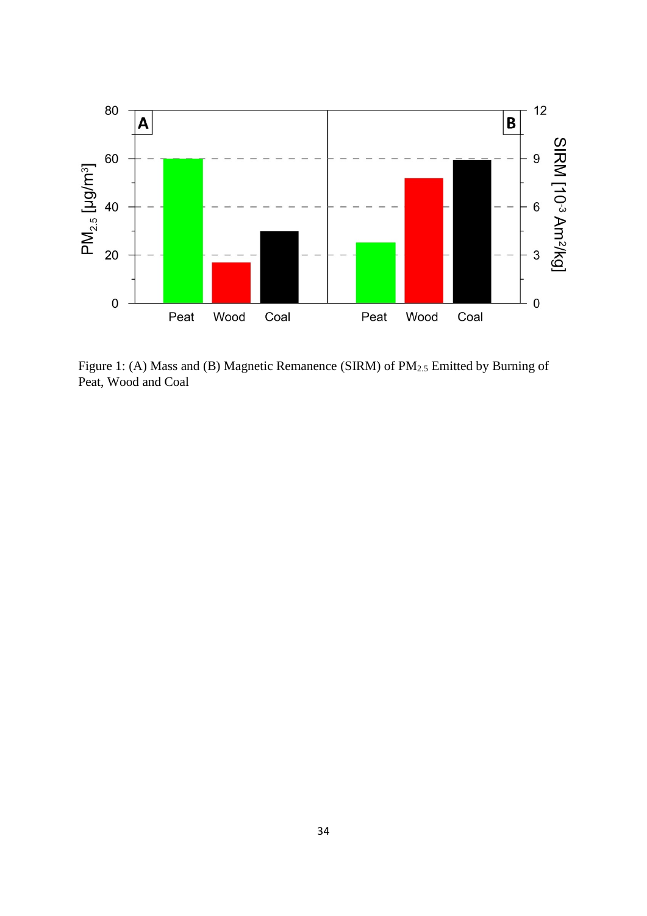Figure 1: (A) Mass and (B) Magnetic Remanence (SIRM) of $PM_{2.5}$ Emitted by Burning of Peat, Wood and Coal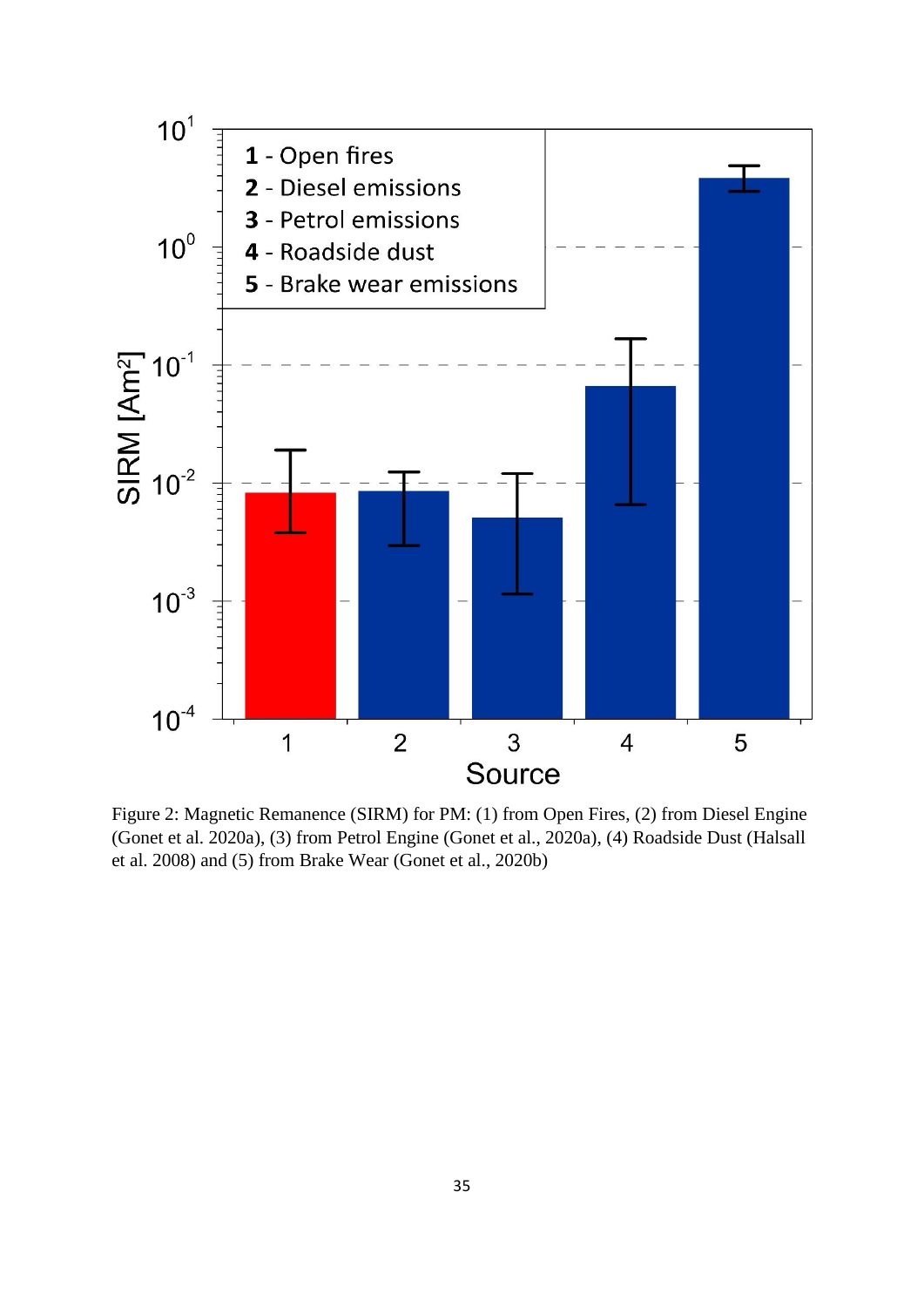Figure 2: Magnetic Remanence (SIRM) for PM: (1) from Open Fires, (2) from Diesel Engine (Gonet et al. 2020a), (3) from Petrol Engine (Gonet et al., 2020a), (4) Roadside Dust (Halsall et al. 2008) and (5) from Brake Wear (Gonet et al., 2020b)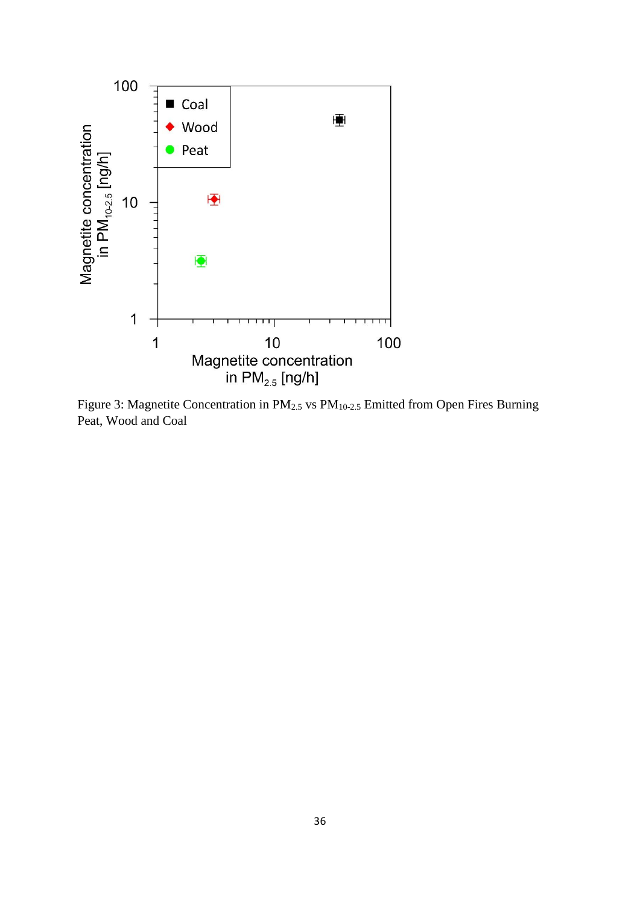Magnetite concentration in $PM_{10-2.5}$ [ng/h]

100

10

1

1

10

100

Magnetite concentration in $PM_{2.5}$ [ng/h]

Coal

Wood

Peat

Figure 3: Magnetite Concentration in $PM_{2.5}$ vs $PM_{10-2.5}$ Emitted from Open Fires Burning Peat, Wood and Coal